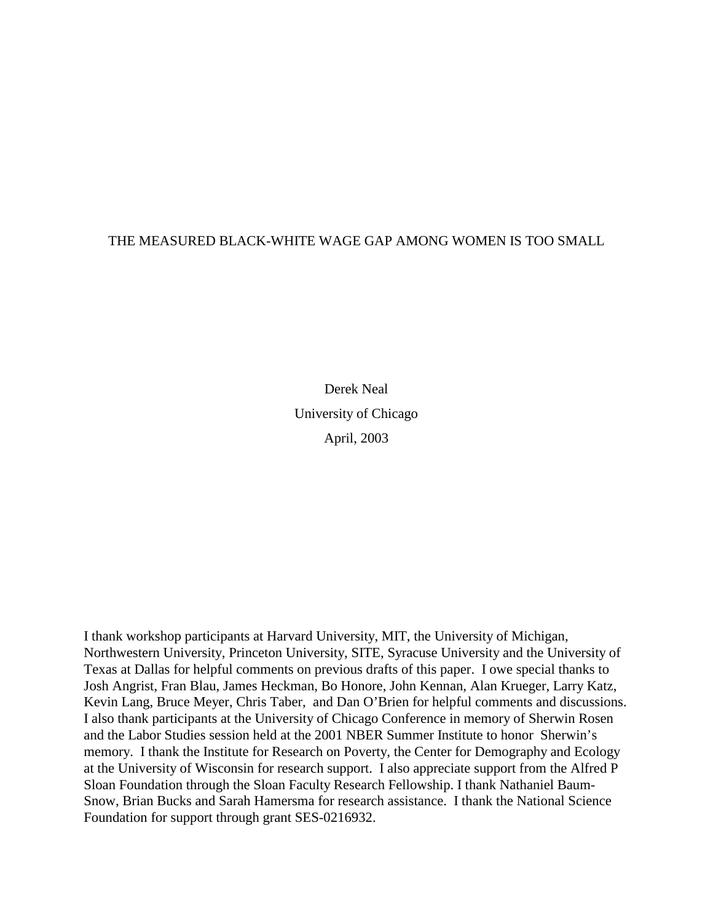# THE MEASURED BLACK-WHITE WAGE GAP AMONG WOMEN IS TOO SMALL

Derek Neal

University of Chicago

April, 2003

I thank workshop participants at Harvard University, MIT, the University of Michigan, Northwestern University, Princeton University, SITE, Syracuse University and the University of Texas at Dallas for helpful comments on previous drafts of this paper. I owe special thanks to Josh Angrist, Fran Blau, James Heckman, Bo Honore, John Kennan, Alan Krueger, Larry Katz, Kevin Lang, Bruce Meyer, Chris Taber, and Dan O'Brien for helpful comments and discussions. I also thank participants at the University of Chicago Conference in memory of Sherwin Rosen and the Labor Studies session held at the 2001 NBER Summer Institute to honor Sherwin's memory. I thank the Institute for Research on Poverty, the Center for Demography and Ecology at the University of Wisconsin for research support. I also appreciate support from the Alfred P Sloan Foundation through the Sloan Faculty Research Fellowship. I thank Nathaniel Baum-Snow, Brian Bucks and Sarah Hamersma for research assistance. I thank the National Science Foundation for support through grant SES-0216932.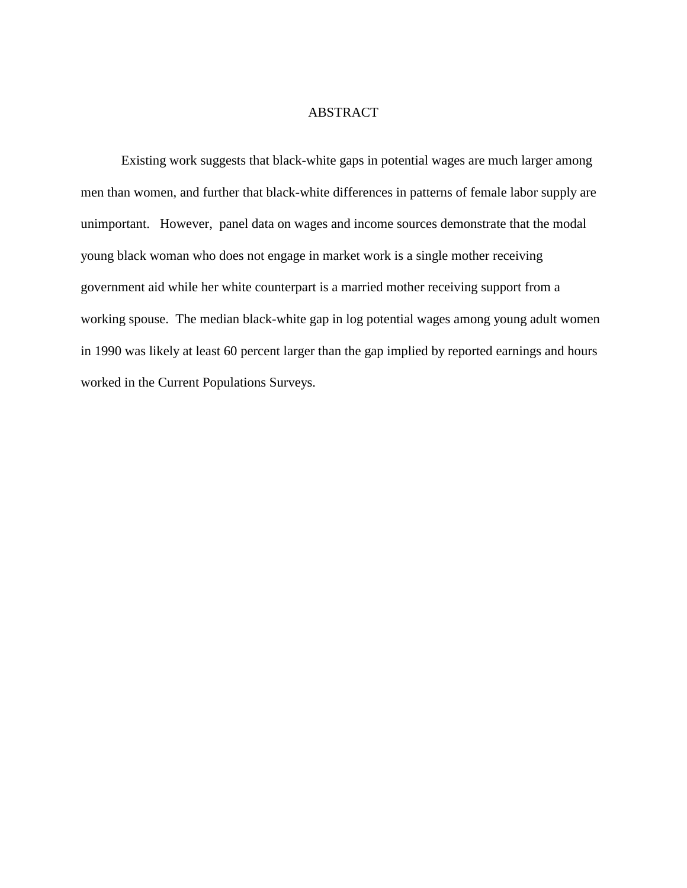# ABSTRACT

Existing work suggests that black-white gaps in potential wages are much larger among men than women, and further that black-white differences in patterns of female labor supply are unimportant. However, panel data on wages and income sources demonstrate that the modal young black woman who does not engage in market work is a single mother receiving government aid while her white counterpart is a married mother receiving support from a working spouse. The median black-white gap in log potential wages among young adult women in 1990 was likely at least 60 percent larger than the gap implied by reported earnings and hours worked in the Current Populations Surveys.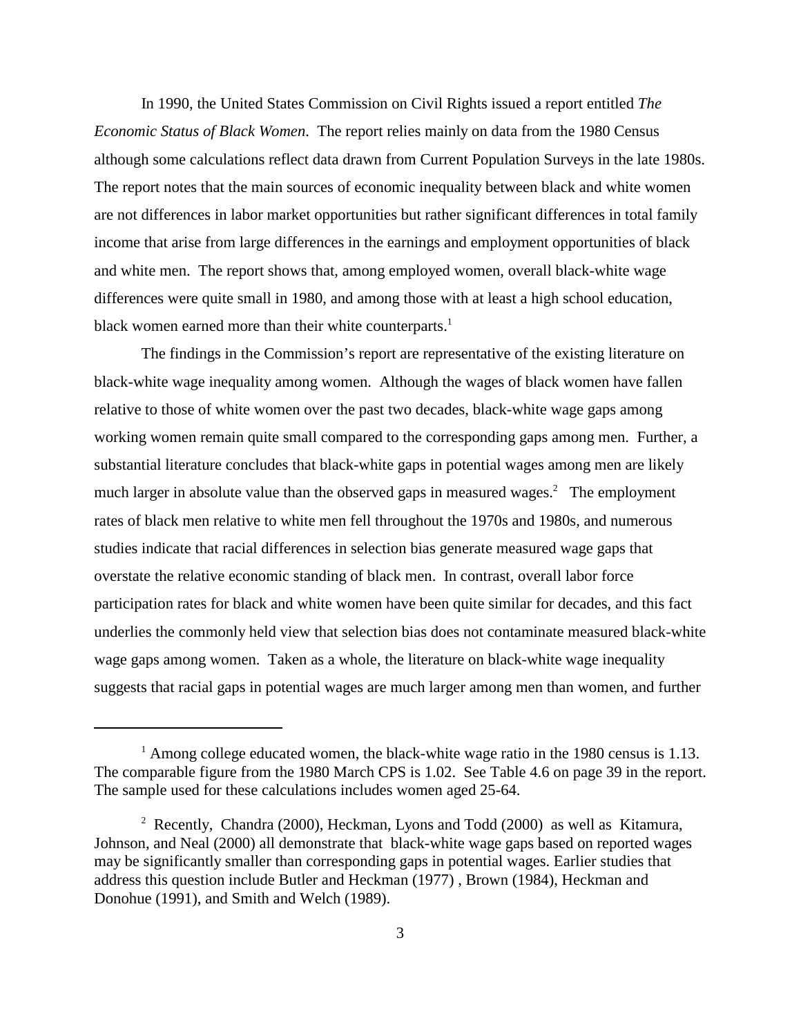In 1990, the United States Commission on Civil Rights issued a report entitled *The Economic Status of Black Women*. The report relies mainly on data from the 1980 Census although some calculations reflect data drawn from Current Population Surveys in the late 1980s. The report notes that the main sources of economic inequality between black and white women are not differences in labor market opportunities but rather significant differences in total family income that arise from large differences in the earnings and employment opportunities of black and white men. The report shows that, among employed women, overall black-white wage differences were quite small in 1980, and among those with at least a high school education, black women earned more than their white counterparts.[1]

The findings in the Commission's report are representative of the existing literature on black-white wage inequality among women. Although the wages of black women have fallen relative to those of white women over the past two decades, black-white wage gaps among working women remain quite small compared to the corresponding gaps among men. Further, a substantial literature concludes that black-white gaps in potential wages among men are likely much larger in absolute value than the observed gaps in measured wages.[2] The employment rates of black men relative to white men fell throughout the 1970s and 1980s, and numerous studies indicate that racial differences in selection bias generate measured wage gaps that overstate the relative economic standing of black men. In contrast, overall labor force participation rates for black and white women have been quite similar for decades, and this fact underlies the commonly held view that selection bias does not contaminate measured black-white wage gaps among women. Taken as a whole, the literature on black-white wage inequality suggests that racial gaps in potential wages are much larger among men than women, and further

---

[1] Among college educated women, the black-white wage ratio in the 1980 census is 1.13. The comparable figure from the 1980 March CPS is 1.02. See Table 4.6 on page 39 in the report. The sample used for these calculations includes women aged 25-64.

[2] Recently, Chandra (2000), Heckman, Lyons and Todd (2000) as well as Kitamura, Johnson, and Neal (2000) all demonstrate that black-white wage gaps based on reported wages may be significantly smaller than corresponding gaps in potential wages. Earlier studies that address this question include Butler and Heckman (1977) , Brown (1984), Heckman and Donohue (1991), and Smith and Welch (1989).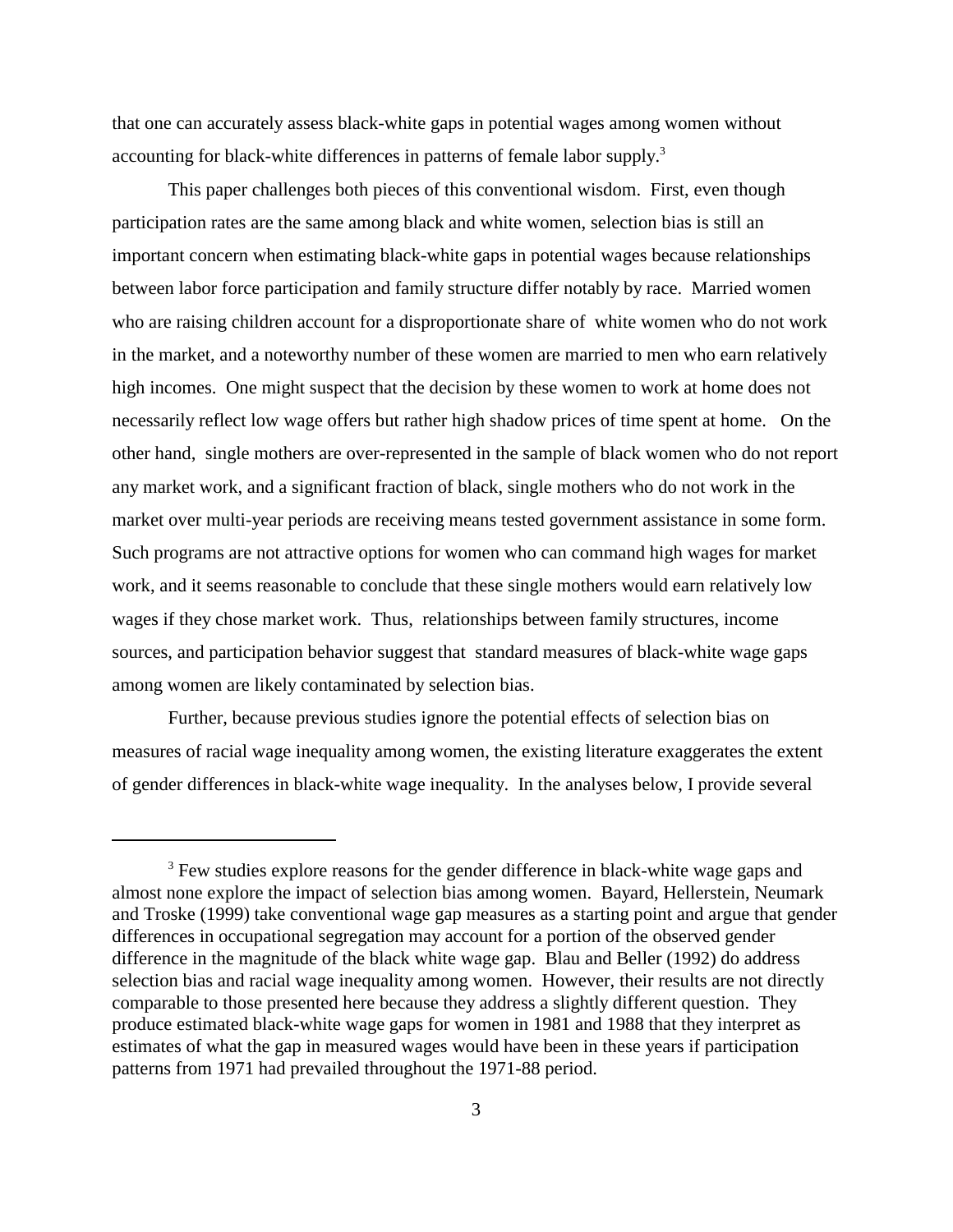that one can accurately assess black-white gaps in potential wages among women without accounting for black-white differences in patterns of female labor supply.[3]

This paper challenges both pieces of this conventional wisdom. First, even though participation rates are the same among black and white women, selection bias is still an important concern when estimating black-white gaps in potential wages because relationships between labor force participation and family structure differ notably by race. Married women who are raising children account for a disproportionate share of white women who do not work in the market, and a noteworthy number of these women are married to men who earn relatively high incomes. One might suspect that the decision by these women to work at home does not necessarily reflect low wage offers but rather high shadow prices of time spent at home. On the other hand, single mothers are over-represented in the sample of black women who do not report any market work, and a significant fraction of black, single mothers who do not work in the market over multi-year periods are receiving means tested government assistance in some form. Such programs are not attractive options for women who can command high wages for market work, and it seems reasonable to conclude that these single mothers would earn relatively low wages if they chose market work. Thus, relationships between family structures, income sources, and participation behavior suggest that standard measures of black-white wage gaps among women are likely contaminated by selection bias.

Further, because previous studies ignore the potential effects of selection bias on measures of racial wage inequality among women, the existing literature exaggerates the extent of gender differences in black-white wage inequality. In the analyses below, I provide several

---

[3] Few studies explore reasons for the gender difference in black-white wage gaps and almost none explore the impact of selection bias among women. Bayard, Hellerstein, Neumark and Troske (1999) take conventional wage gap measures as a starting point and argue that gender differences in occupational segregation may account for a portion of the observed gender difference in the magnitude of the black white wage gap. Blau and Beller (1992) do address selection bias and racial wage inequality among women. However, their results are not directly comparable to those presented here because they address a slightly different question. They produce estimated black-white wage gaps for women in 1981 and 1988 that they interpret as estimates of what the gap in measured wages would have been in these years if participation patterns from 1971 had prevailed throughout the 1971-88 period.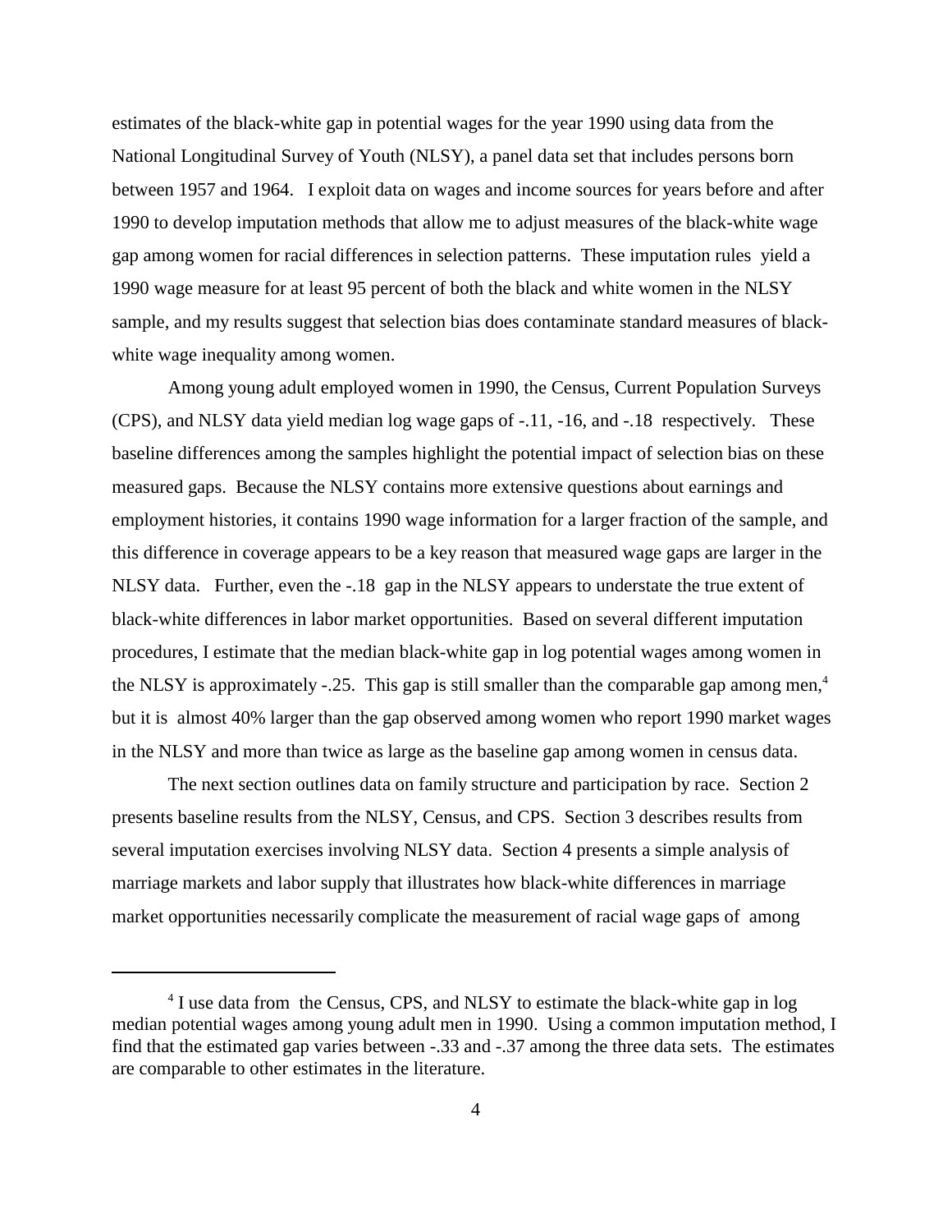estimates of the black-white gap in potential wages for the year 1990 using data from the National Longitudinal Survey of Youth (NLSY), a panel data set that includes persons born between 1957 and 1964. I exploit data on wages and income sources for years before and after 1990 to develop imputation methods that allow me to adjust measures of the black-white wage gap among women for racial differences in selection patterns. These imputation rules yield a 1990 wage measure for at least 95 percent of both the black and white women in the NLSY sample, and my results suggest that selection bias does contaminate standard measures of black-white wage inequality among women.

Among young adult employed women in 1990, the Census, Current Population Surveys (CPS), and NLSY data yield median log wage gaps of -.11, -16, and -.18 respectively. These baseline differences among the samples highlight the potential impact of selection bias on these measured gaps. Because the NLSY contains more extensive questions about earnings and employment histories, it contains 1990 wage information for a larger fraction of the sample, and this difference in coverage appears to be a key reason that measured wage gaps are larger in the NLSY data. Further, even the -.18 gap in the NLSY appears to understate the true extent of black-white differences in labor market opportunities. Based on several different imputation procedures, I estimate that the median black-white gap in log potential wages among women in the NLSY is approximately -.25. This gap is still smaller than the comparable gap among men,[4] but it is almost 40% larger than the gap observed among women who report 1990 market wages in the NLSY and more than twice as large as the baseline gap among women in census data.

The next section outlines data on family structure and participation by race. Section 2 presents baseline results from the NLSY, Census, and CPS. Section 3 describes results from several imputation exercises involving NLSY data. Section 4 presents a simple analysis of marriage markets and labor supply that illustrates how black-white differences in marriage market opportunities necessarily complicate the measurement of racial wage gaps of among

---

[4] I use data from the Census, CPS, and NLSY to estimate the black-white gap in log median potential wages among young adult men in 1990. Using a common imputation method, I find that the estimated gap varies between -.33 and -.37 among the three data sets. The estimates are comparable to other estimates in the literature.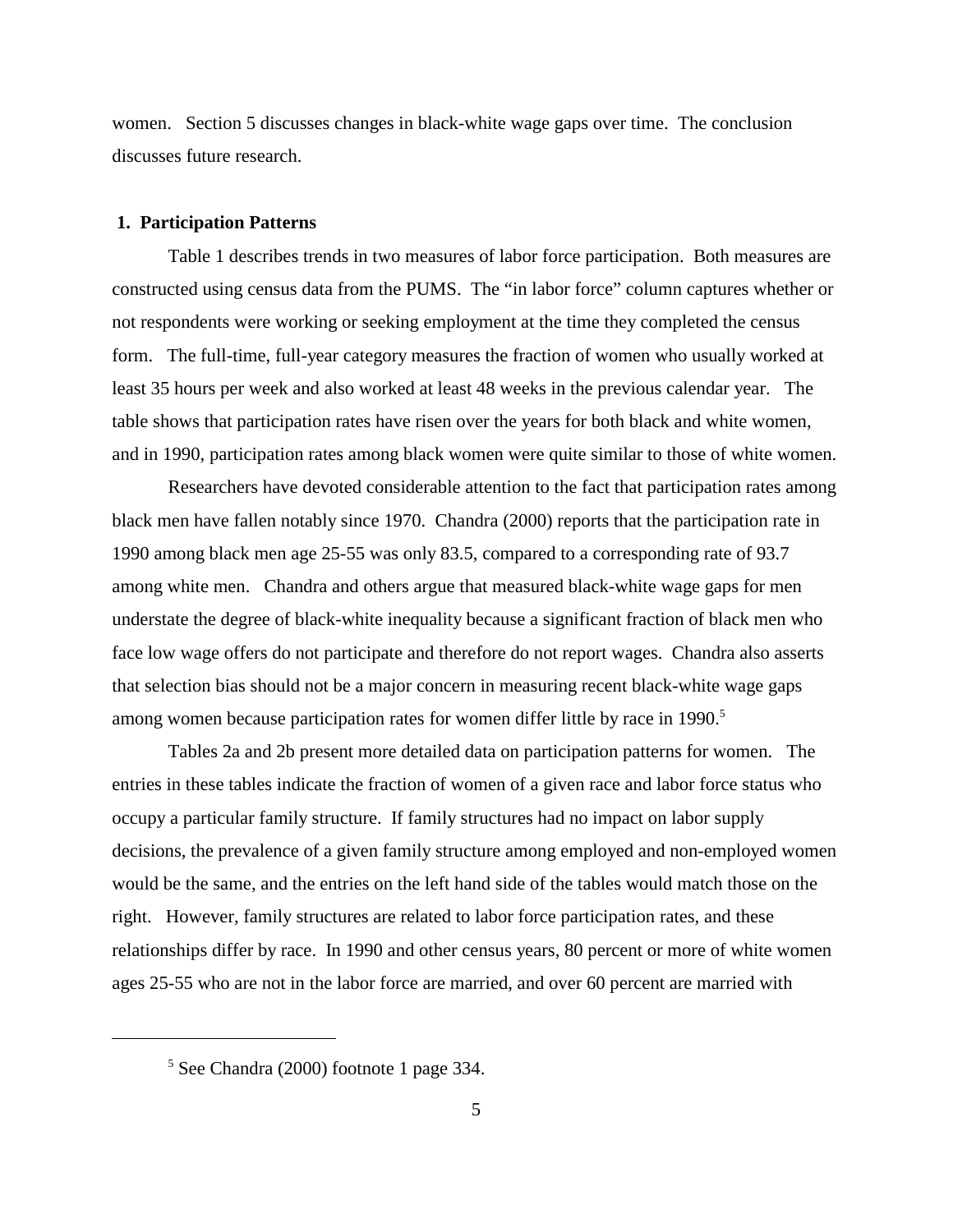women. Section 5 discusses changes in black-white wage gaps over time. The conclusion discusses future research.

## 1. Participation Patterns

Table 1 describes trends in two measures of labor force participation. Both measures are constructed using census data from the PUMS. The "in labor force" column captures whether or not respondents were working or seeking employment at the time they completed the census form. The full-time, full-year category measures the fraction of women who usually worked at least 35 hours per week and also worked at least 48 weeks in the previous calendar year. The table shows that participation rates have risen over the years for both black and white women, and in 1990, participation rates among black women were quite similar to those of white women.

Researchers have devoted considerable attention to the fact that participation rates among black men have fallen notably since 1970. Chandra (2000) reports that the participation rate in 1990 among black men age 25-55 was only 83.5, compared to a corresponding rate of 93.7 among white men. Chandra and others argue that measured black-white wage gaps for men understate the degree of black-white inequality because a significant fraction of black men who face low wage offers do not participate and therefore do not report wages. Chandra also asserts that selection bias should not be a major concern in measuring recent black-white wage gaps among women because participation rates for women differ little by race in 1990.[5]

Tables 2a and 2b present more detailed data on participation patterns for women. The entries in these tables indicate the fraction of women of a given race and labor force status who occupy a particular family structure. If family structures had no impact on labor supply decisions, the prevalence of a given family structure among employed and non-employed women would be the same, and the entries on the left hand side of the tables would match those on the right. However, family structures are related to labor force participation rates, and these relationships differ by race. In 1990 and other census years, 80 percent or more of white women ages 25-55 who are not in the labor force are married, and over 60 percent are married with

---

[5] See Chandra (2000) footnote 1 page 334.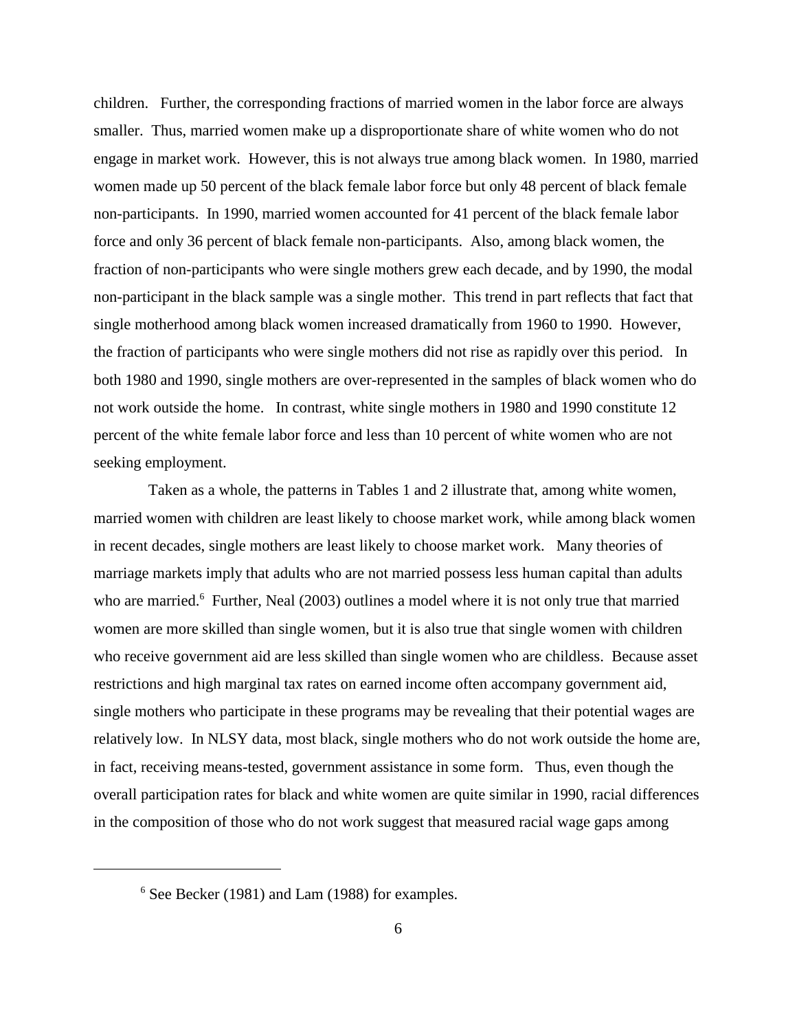children. Further, the corresponding fractions of married women in the labor force are always smaller. Thus, married women make up a disproportionate share of white women who do not engage in market work. However, this is not always true among black women. In 1980, married women made up 50 percent of the black female labor force but only 48 percent of black female non-participants. In 1990, married women accounted for 41 percent of the black female labor force and only 36 percent of black female non-participants. Also, among black women, the fraction of non-participants who were single mothers grew each decade, and by 1990, the modal non-participant in the black sample was a single mother. This trend in part reflects that fact that single motherhood among black women increased dramatically from 1960 to 1990. However, the fraction of participants who were single mothers did not rise as rapidly over this period. In both 1980 and 1990, single mothers are over-represented in the samples of black women who do not work outside the home. In contrast, white single mothers in 1980 and 1990 constitute 12 percent of the white female labor force and less than 10 percent of white women who are not seeking employment.

Taken as a whole, the patterns in Tables 1 and 2 illustrate that, among white women, married women with children are least likely to choose market work, while among black women in recent decades, single mothers are least likely to choose market work. Many theories of marriage markets imply that adults who are not married possess less human capital than adults who are married.[6] Further, Neal (2003) outlines a model where it is not only true that married women are more skilled than single women, but it is also true that single women with children who receive government aid are less skilled than single women who are childless. Because asset restrictions and high marginal tax rates on earned income often accompany government aid, single mothers who participate in these programs may be revealing that their potential wages are relatively low. In NLSY data, most black, single mothers who do not work outside the home are, in fact, receiving means-tested, government assistance in some form. Thus, even though the overall participation rates for black and white women are quite similar in 1990, racial differences in the composition of those who do not work suggest that measured racial wage gaps among

[6] See Becker (1981) and Lam (1988) for examples.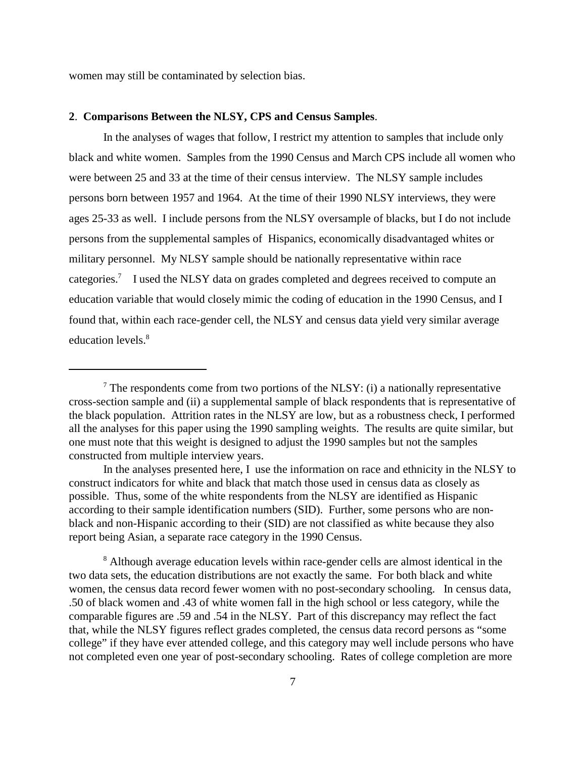women may still be contaminated by selection bias.

## 2. Comparisons Between the NLSY, CPS and Census Samples.

In the analyses of wages that follow, I restrict my attention to samples that include only black and white women. Samples from the 1990 Census and March CPS include all women who were between 25 and 33 at the time of their census interview. The NLSY sample includes persons born between 1957 and 1964. At the time of their 1990 NLSY interviews, they were ages 25-33 as well. I include persons from the NLSY oversample of blacks, but I do not include persons from the supplemental samples of Hispanics, economically disadvantaged whites or military personnel. My NLSY sample should be nationally representative within race categories.[7] I used the NLSY data on grades completed and degrees received to compute an education variable that would closely mimic the coding of education in the 1990 Census, and I found that, within each race-gender cell, the NLSY and census data yield very similar average education levels.[8]

---

[7] The respondents come from two portions of the NLSY: (i) a nationally representative cross-section sample and (ii) a supplemental sample of black respondents that is representative of the black population. Attrition rates in the NLSY are low, but as a robustness check, I performed all the analyses for this paper using the 1990 sampling weights. The results are quite similar, but one must note that this weight is designed to adjust the 1990 samples but not the samples constructed from multiple interview years.

In the analyses presented here, I use the information on race and ethnicity in the NLSY to construct indicators for white and black that match those used in census data as closely as possible. Thus, some of the white respondents from the NLSY are identified as Hispanic according to their sample identification numbers (SID). Further, some persons who are non-black and non-Hispanic according to their (SID) are not classified as white because they also report being Asian, a separate race category in the 1990 Census.

[8] Although average education levels within race-gender cells are almost identical in the two data sets, the education distributions are not exactly the same. For both black and white women, the census data record fewer women with no post-secondary schooling. In census data, .50 of black women and .43 of white women fall in the high school or less category, while the comparable figures are .59 and .54 in the NLSY. Part of this discrepancy may reflect the fact that, while the NLSY figures reflect grades completed, the census data record persons as "some college" if they have ever attended college, and this category may well include persons who have not completed even one year of post-secondary schooling. Rates of college completion are more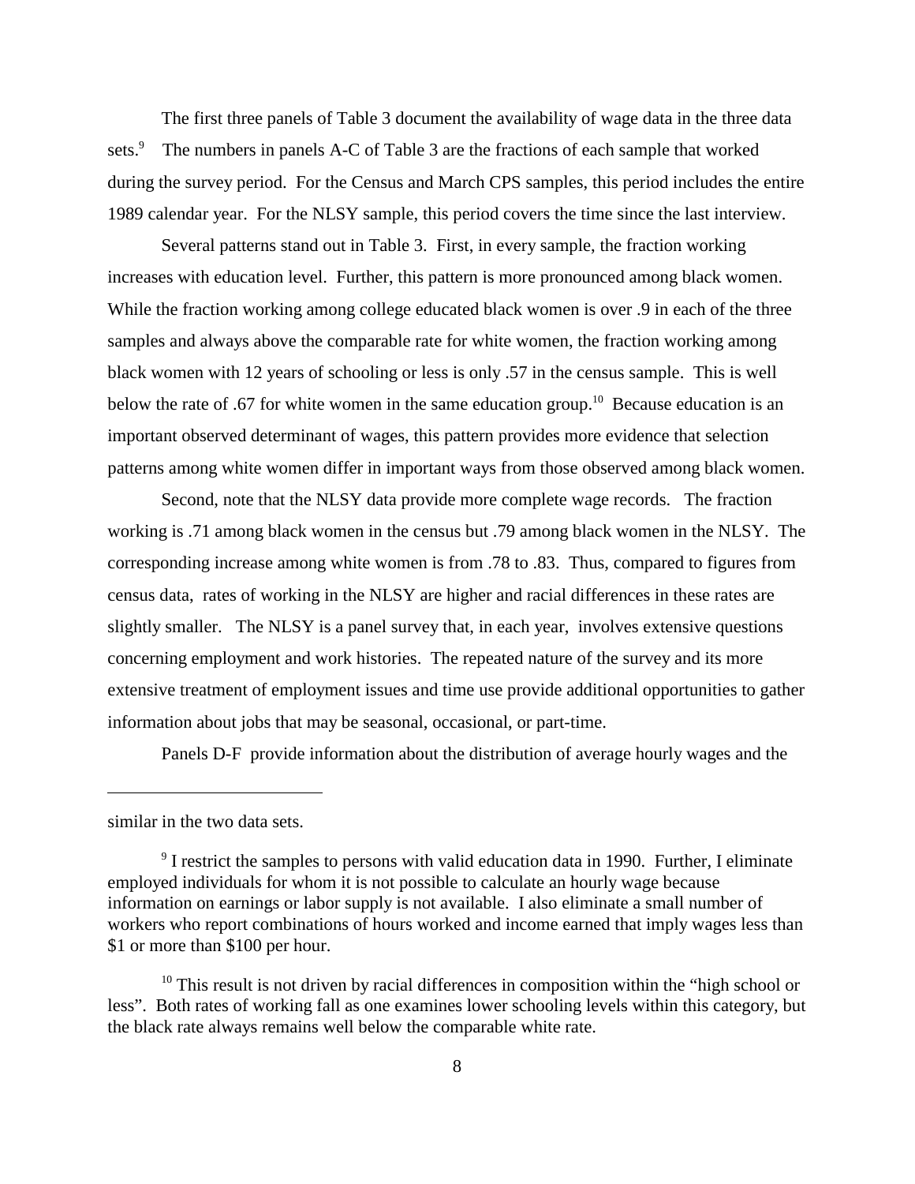The first three panels of Table 3 document the availability of wage data in the three data sets.[9] The numbers in panels A-C of Table 3 are the fractions of each sample that worked during the survey period. For the Census and March CPS samples, this period includes the entire 1989 calendar year. For the NLSY sample, this period covers the time since the last interview.

Several patterns stand out in Table 3. First, in every sample, the fraction working increases with education level. Further, this pattern is more pronounced among black women. While the fraction working among college educated black women is over .9 in each of the three samples and always above the comparable rate for white women, the fraction working among black women with 12 years of schooling or less is only .57 in the census sample. This is well below the rate of .67 for white women in the same education group.[10] Because education is an important observed determinant of wages, this pattern provides more evidence that selection patterns among white women differ in important ways from those observed among black women.

Second, note that the NLSY data provide more complete wage records. The fraction working is .71 among black women in the census but .79 among black women in the NLSY. The corresponding increase among white women is from .78 to .83. Thus, compared to figures from census data, rates of working in the NLSY are higher and racial differences in these rates are slightly smaller. The NLSY is a panel survey that, in each year, involves extensive questions concerning employment and work histories. The repeated nature of the survey and its more extensive treatment of employment issues and time use provide additional opportunities to gather information about jobs that may be seasonal, occasional, or part-time.

Panels D-F provide information about the distribution of average hourly wages and the

---

similar in the two data sets.

[9] I restrict the samples to persons with valid education data in 1990. Further, I eliminate employed individuals for whom it is not possible to calculate an hourly wage because information on earnings or labor supply is not available. I also eliminate a small number of workers who report combinations of hours worked and income earned that imply wages less than \$1 or more than \$100 per hour.

[10] This result is not driven by racial differences in composition within the "high school or less". Both rates of working fall as one examines lower schooling levels within this category, but the black rate always remains well below the comparable white rate.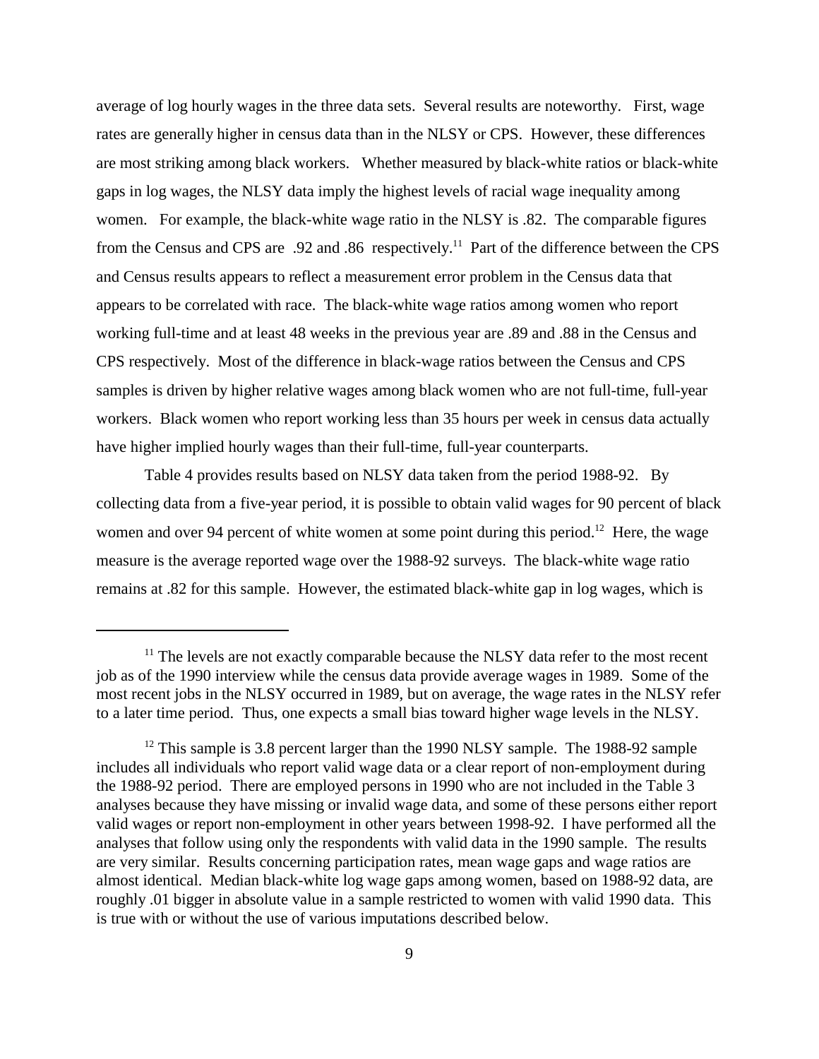average of log hourly wages in the three data sets. Several results are noteworthy. First, wage rates are generally higher in census data than in the NLSY or CPS. However, these differences are most striking among black workers. Whether measured by black-white ratios or black-white gaps in log wages, the NLSY data imply the highest levels of racial wage inequality among women. For example, the black-white wage ratio in the NLSY is .82. The comparable figures from the Census and CPS are .92 and .86 respectively.[11] Part of the difference between the CPS and Census results appears to reflect a measurement error problem in the Census data that appears to be correlated with race. The black-white wage ratios among women who report working full-time and at least 48 weeks in the previous year are .89 and .88 in the Census and CPS respectively. Most of the difference in black-wage ratios between the Census and CPS samples is driven by higher relative wages among black women who are not full-time, full-year workers. Black women who report working less than 35 hours per week in census data actually have higher implied hourly wages than their full-time, full-year counterparts.

Table 4 provides results based on NLSY data taken from the period 1988-92. By collecting data from a five-year period, it is possible to obtain valid wages for 90 percent of black women and over 94 percent of white women at some point during this period.[12] Here, the wage measure is the average reported wage over the 1988-92 surveys. The black-white wage ratio remains at .82 for this sample. However, the estimated black-white gap in log wages, which is

---

[11] The levels are not exactly comparable because the NLSY data refer to the most recent job as of the 1990 interview while the census data provide average wages in 1989. Some of the most recent jobs in the NLSY occurred in 1989, but on average, the wage rates in the NLSY refer to a later time period. Thus, one expects a small bias toward higher wage levels in the NLSY.

[12] This sample is 3.8 percent larger than the 1990 NLSY sample. The 1988-92 sample includes all individuals who report valid wage data or a clear report of non-employment during the 1988-92 period. There are employed persons in 1990 who are not included in the Table 3 analyses because they have missing or invalid wage data, and some of these persons either report valid wages or report non-employment in other years between 1998-92. I have performed all the analyses that follow using only the respondents with valid data in the 1990 sample. The results are very similar. Results concerning participation rates, mean wage gaps and wage ratios are almost identical. Median black-white log wage gaps among women, based on 1988-92 data, are roughly .01 bigger in absolute value in a sample restricted to women with valid 1990 data. This is true with or without the use of various imputations described below.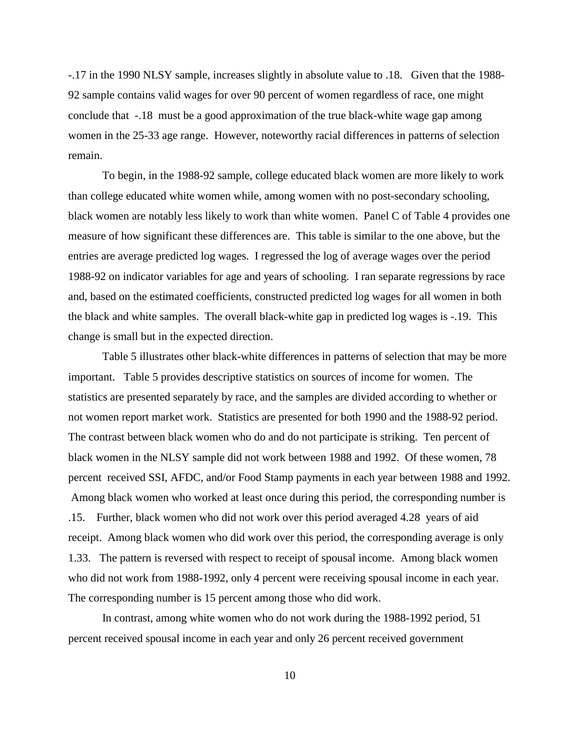-.17 in the 1990 NLSY sample, increases slightly in absolute value to .18. Given that the 1988-92 sample contains valid wages for over 90 percent of women regardless of race, one might conclude that -.18 must be a good approximation of the true black-white wage gap among women in the 25-33 age range. However, noteworthy racial differences in patterns of selection remain.

To begin, in the 1988-92 sample, college educated black women are more likely to work than college educated white women while, among women with no post-secondary schooling, black women are notably less likely to work than white women. Panel C of Table 4 provides one measure of how significant these differences are. This table is similar to the one above, but the entries are average predicted log wages. I regressed the log of average wages over the period 1988-92 on indicator variables for age and years of schooling. I ran separate regressions by race and, based on the estimated coefficients, constructed predicted log wages for all women in both the black and white samples. The overall black-white gap in predicted log wages is -.19. This change is small but in the expected direction.

Table 5 illustrates other black-white differences in patterns of selection that may be more important. Table 5 provides descriptive statistics on sources of income for women. The statistics are presented separately by race, and the samples are divided according to whether or not women report market work. Statistics are presented for both 1990 and the 1988-92 period. The contrast between black women who do and do not participate is striking. Ten percent of black women in the NLSY sample did not work between 1988 and 1992. Of these women, 78 percent received SSI, AFDC, and/or Food Stamp payments in each year between 1988 and 1992. Among black women who worked at least once during this period, the corresponding number is .15. Further, black women who did not work over this period averaged 4.28 years of aid receipt. Among black women who did work over this period, the corresponding average is only 1.33. The pattern is reversed with respect to receipt of spousal income. Among black women who did not work from 1988-1992, only 4 percent were receiving spousal income in each year. The corresponding number is 15 percent among those who did work.

In contrast, among white women who do not work during the 1988-1992 period, 51 percent received spousal income in each year and only 26 percent received government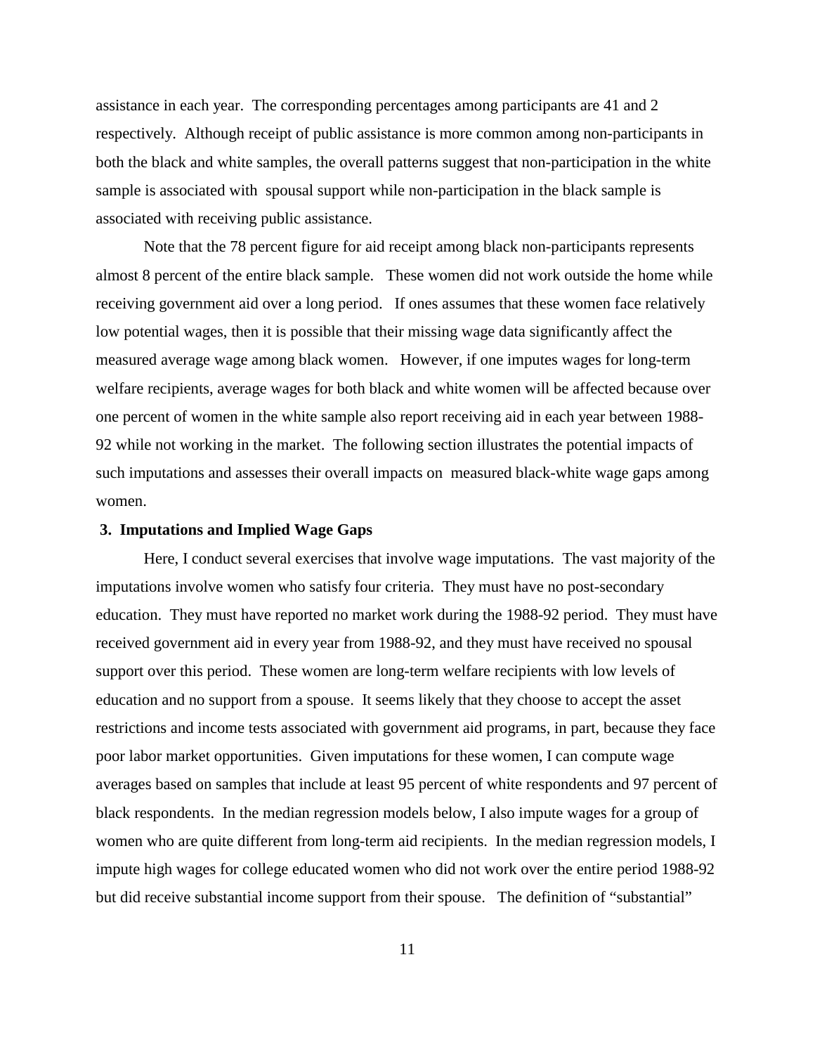assistance in each year. The corresponding percentages among participants are 41 and 2 respectively. Although receipt of public assistance is more common among non-participants in both the black and white samples, the overall patterns suggest that non-participation in the white sample is associated with spousal support while non-participation in the black sample is associated with receiving public assistance.

Note that the 78 percent figure for aid receipt among black non-participants represents almost 8 percent of the entire black sample. These women did not work outside the home while receiving government aid over a long period. If ones assumes that these women face relatively low potential wages, then it is possible that their missing wage data significantly affect the measured average wage among black women. However, if one imputes wages for long-term welfare recipients, average wages for both black and white women will be affected because over one percent of women in the white sample also report receiving aid in each year between 1988-92 while not working in the market. The following section illustrates the potential impacts of such imputations and assesses their overall impacts on measured black-white wage gaps among women.

## 3. Imputations and Implied Wage Gaps

Here, I conduct several exercises that involve wage imputations. The vast majority of the imputations involve women who satisfy four criteria. They must have no post-secondary education. They must have reported no market work during the 1988-92 period. They must have received government aid in every year from 1988-92, and they must have received no spousal support over this period. These women are long-term welfare recipients with low levels of education and no support from a spouse. It seems likely that they choose to accept the asset restrictions and income tests associated with government aid programs, in part, because they face poor labor market opportunities. Given imputations for these women, I can compute wage averages based on samples that include at least 95 percent of white respondents and 97 percent of black respondents. In the median regression models below, I also impute wages for a group of women who are quite different from long-term aid recipients. In the median regression models, I impute high wages for college educated women who did not work over the entire period 1988-92 but did receive substantial income support from their spouse. The definition of "substantial"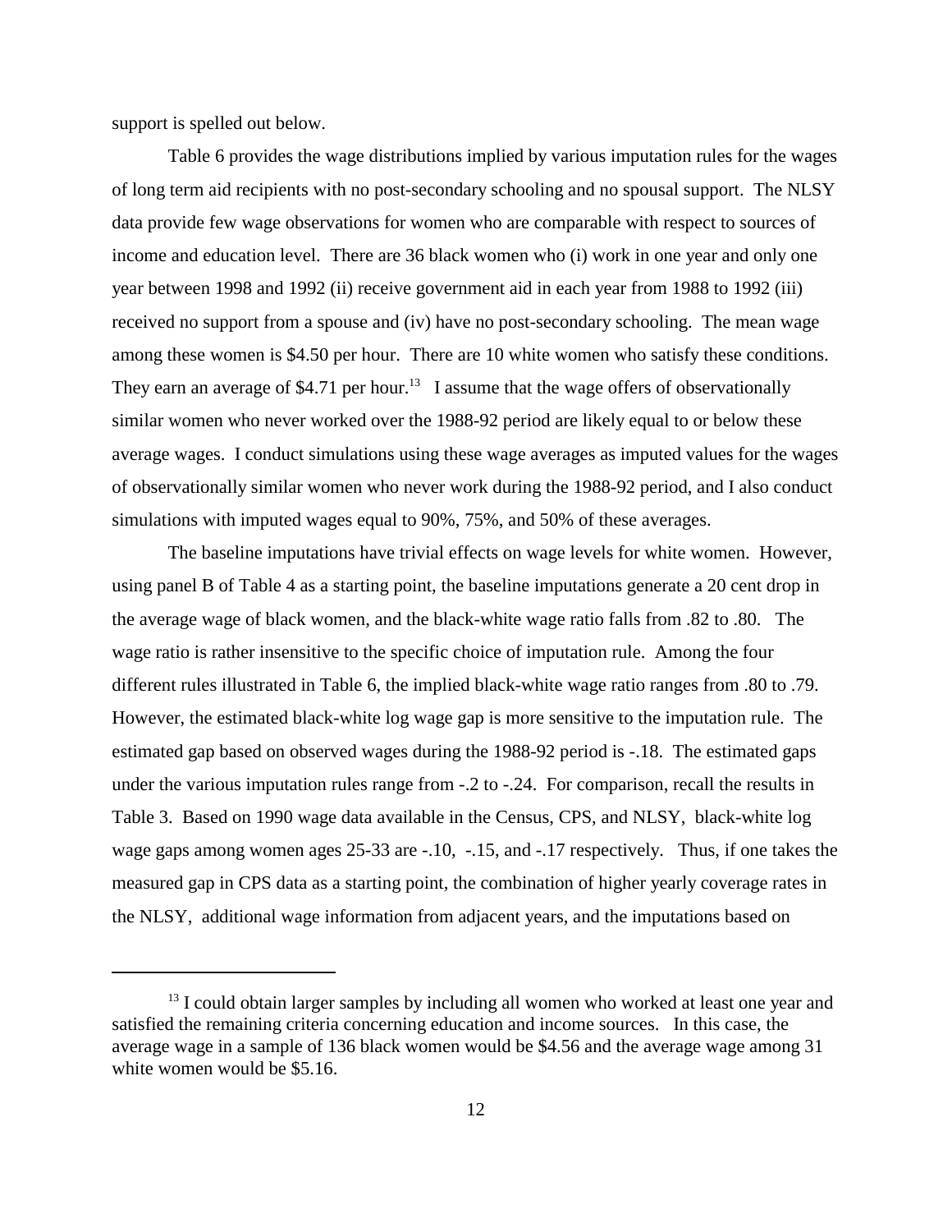support is spelled out below.

Table 6 provides the wage distributions implied by various imputation rules for the wages of long term aid recipients with no post-secondary schooling and no spousal support. The NLSY data provide few wage observations for women who are comparable with respect to sources of income and education level. There are 36 black women who (i) work in one year and only one year between 1998 and 1992 (ii) receive government aid in each year from 1988 to 1992 (iii) received no support from a spouse and (iv) have no post-secondary schooling. The mean wage among these women is $4.50 per hour. There are 10 white women who satisfy these conditions. They earn an average of $4.71 per hour.[13] I assume that the wage offers of observationally similar women who never worked over the 1988-92 period are likely equal to or below these average wages. I conduct simulations using these wage averages as imputed values for the wages of observationally similar women who never work during the 1988-92 period, and I also conduct simulations with imputed wages equal to 90%, 75%, and 50% of these averages.

The baseline imputations have trivial effects on wage levels for white women. However, using panel B of Table 4 as a starting point, the baseline imputations generate a 20 cent drop in the average wage of black women, and the black-white wage ratio falls from .82 to .80. The wage ratio is rather insensitive to the specific choice of imputation rule. Among the four different rules illustrated in Table 6, the implied black-white wage ratio ranges from .80 to .79. However, the estimated black-white log wage gap is more sensitive to the imputation rule. The estimated gap based on observed wages during the 1988-92 period is -.18. The estimated gaps under the various imputation rules range from -.2 to -.24. For comparison, recall the results in Table 3. Based on 1990 wage data available in the Census, CPS, and NLSY, black-white log wage gaps among women ages 25-33 are -.10, -.15, and -.17 respectively. Thus, if one takes the measured gap in CPS data as a starting point, the combination of higher yearly coverage rates in the NLSY, additional wage information from adjacent years, and the imputations based on

---

[13] I could obtain larger samples by including all women who worked at least one year and satisfied the remaining criteria concerning education and income sources. In this case, the average wage in a sample of 136 black women would be $4.56 and the average wage among 31 white women would be $5.16.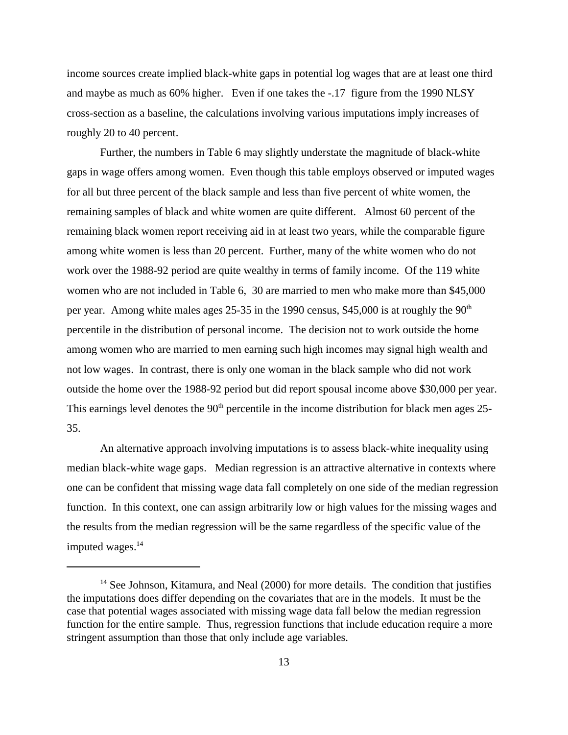income sources create implied black-white gaps in potential log wages that are at least one third and maybe as much as 60% higher. Even if one takes the -.17 figure from the 1990 NLSY cross-section as a baseline, the calculations involving various imputations imply increases of roughly 20 to 40 percent.

Further, the numbers in Table 6 may slightly understate the magnitude of black-white gaps in wage offers among women. Even though this table employs observed or imputed wages for all but three percent of the black sample and less than five percent of white women, the remaining samples of black and white women are quite different. Almost 60 percent of the remaining black women report receiving aid in at least two years, while the comparable figure among white women is less than 20 percent. Further, many of the white women who do not work over the 1988-92 period are quite wealthy in terms of family income. Of the 119 white women who are not included in Table 6, 30 are married to men who make more than $45,000 per year. Among white males ages 25-35 in the 1990 census, $45,000 is at roughly the 90th percentile in the distribution of personal income. The decision not to work outside the home among women who are married to men earning such high incomes may signal high wealth and not low wages. In contrast, there is only one woman in the black sample who did not work outside the home over the 1988-92 period but did report spousal income above $30,000 per year. This earnings level denotes the 90th percentile in the income distribution for black men ages 25-35.

An alternative approach involving imputations is to assess black-white inequality using median black-white wage gaps. Median regression is an attractive alternative in contexts where one can be confident that missing wage data fall completely on one side of the median regression function. In this context, one can assign arbitrarily low or high values for the missing wages and the results from the median regression will be the same regardless of the specific value of the imputed wages.[14]

---

[14] See Johnson, Kitamura, and Neal (2000) for more details. The condition that justifies the imputations does differ depending on the covariates that are in the models. It must be the case that potential wages associated with missing wage data fall below the median regression function for the entire sample. Thus, regression functions that include education require a more stringent assumption than those that only include age variables.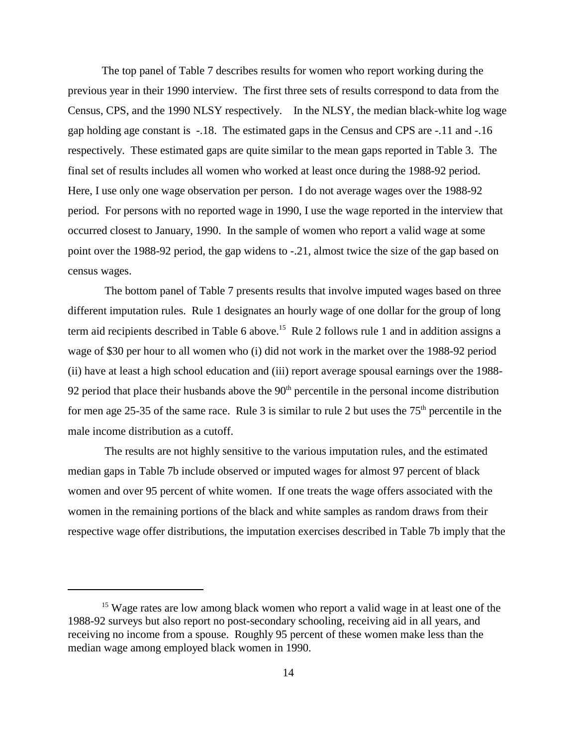The top panel of Table 7 describes results for women who report working during the previous year in their 1990 interview. The first three sets of results correspond to data from the Census, CPS, and the 1990 NLSY respectively. In the NLSY, the median black-white log wage gap holding age constant is -.18. The estimated gaps in the Census and CPS are -.11 and -.16 respectively. These estimated gaps are quite similar to the mean gaps reported in Table 3. The final set of results includes all women who worked at least once during the 1988-92 period. Here, I use only one wage observation per person. I do not average wages over the 1988-92 period. For persons with no reported wage in 1990, I use the wage reported in the interview that occurred closest to January, 1990. In the sample of women who report a valid wage at some point over the 1988-92 period, the gap widens to -.21, almost twice the size of the gap based on census wages.

The bottom panel of Table 7 presents results that involve imputed wages based on three different imputation rules. Rule 1 designates an hourly wage of one dollar for the group of long term aid recipients described in Table 6 above.[15] Rule 2 follows rule 1 and in addition assigns a wage of \$30 per hour to all women who (i) did not work in the market over the 1988-92 period (ii) have at least a high school education and (iii) report average spousal earnings over the 1988-92 period that place their husbands above the 90th percentile in the personal income distribution for men age 25-35 of the same race. Rule 3 is similar to rule 2 but uses the 75th percentile in the male income distribution as a cutoff.

The results are not highly sensitive to the various imputation rules, and the estimated median gaps in Table 7b include observed or imputed wages for almost 97 percent of black women and over 95 percent of white women. If one treats the wage offers associated with the women in the remaining portions of the black and white samples as random draws from their respective wage offer distributions, the imputation exercises described in Table 7b imply that the

[15] Wage rates are low among black women who report a valid wage in at least one of the 1988-92 surveys but also report no post-secondary schooling, receiving aid in all years, and receiving no income from a spouse. Roughly 95 percent of these women make less than the median wage among employed black women in 1990.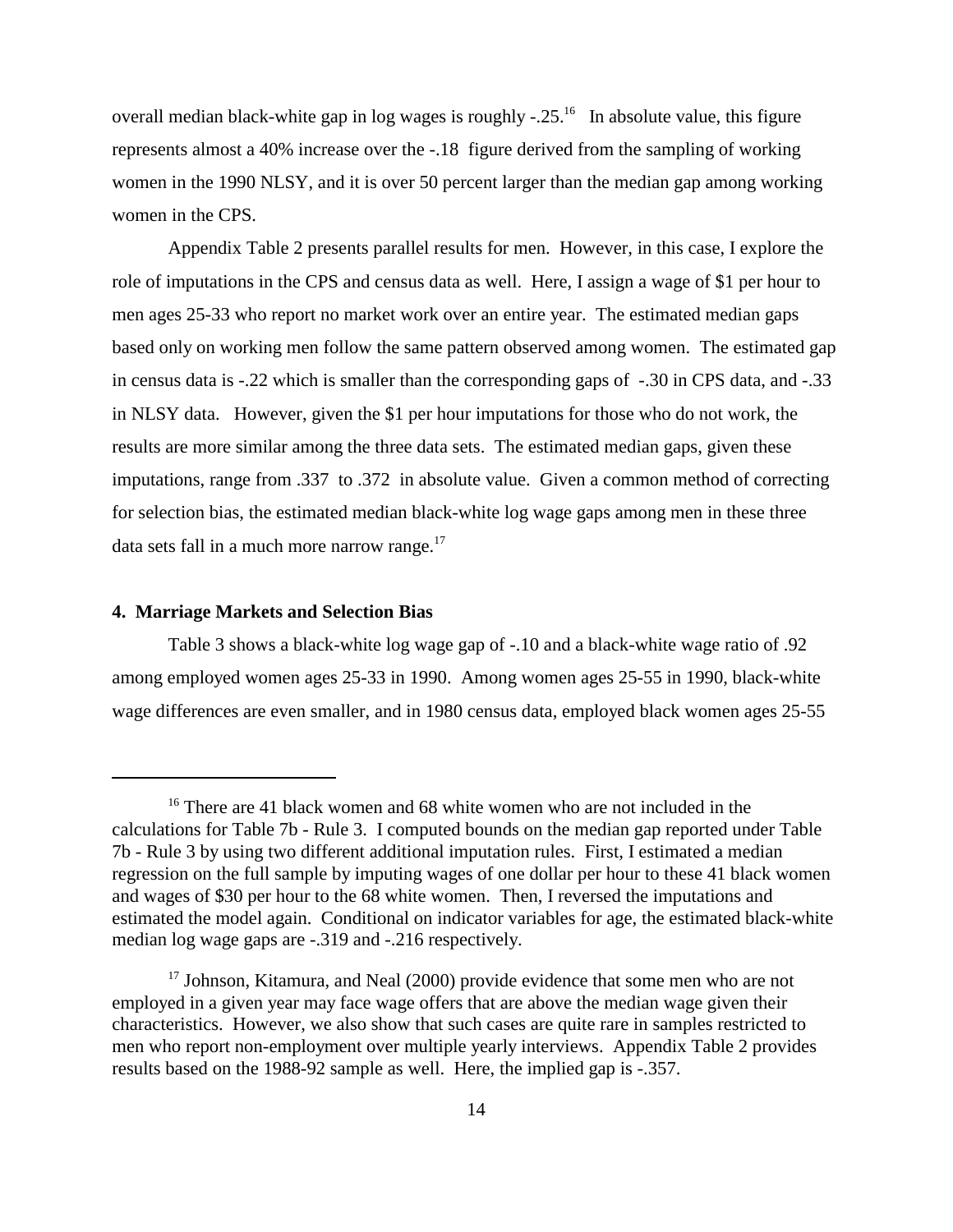overall median black-white gap in log wages is roughly -.25.[16] In absolute value, this figure represents almost a 40% increase over the -.18 figure derived from the sampling of working women in the 1990 NLSY, and it is over 50 percent larger than the median gap among working women in the CPS.

Appendix Table 2 presents parallel results for men. However, in this case, I explore the role of imputations in the CPS and census data as well. Here, I assign a wage of $1 per hour to men ages 25-33 who report no market work over an entire year. The estimated median gaps based only on working men follow the same pattern observed among women. The estimated gap in census data is -.22 which is smaller than the corresponding gaps of -.30 in CPS data, and -.33 in NLSY data. However, given the $1 per hour imputations for those who do not work, the results are more similar among the three data sets. The estimated median gaps, given these imputations, range from .337 to .372 in absolute value. Given a common method of correcting for selection bias, the estimated median black-white log wage gaps among men in these three data sets fall in a much more narrow range.[17]

#### 4. Marriage Markets and Selection Bias

Table 3 shows a black-white log wage gap of -.10 and a black-white wage ratio of .92 among employed women ages 25-33 in 1990. Among women ages 25-55 in 1990, black-white wage differences are even smaller, and in 1980 census data, employed black women ages 25-55

---

[16] There are 41 black women and 68 white women who are not included in the calculations for Table 7b - Rule 3. I computed bounds on the median gap reported under Table 7b - Rule 3 by using two different additional imputation rules. First, I estimated a median regression on the full sample by imputing wages of one dollar per hour to these 41 black women and wages of $30 per hour to the 68 white women. Then, I reversed the imputations and estimated the model again. Conditional on indicator variables for age, the estimated black-white median log wage gaps are -.319 and -.216 respectively.

[17] Johnson, Kitamura, and Neal (2000) provide evidence that some men who are not employed in a given year may face wage offers that are above the median wage given their characteristics. However, we also show that such cases are quite rare in samples restricted to men who report non-employment over multiple yearly interviews. Appendix Table 2 provides results based on the 1988-92 sample as well. Here, the implied gap is -.357.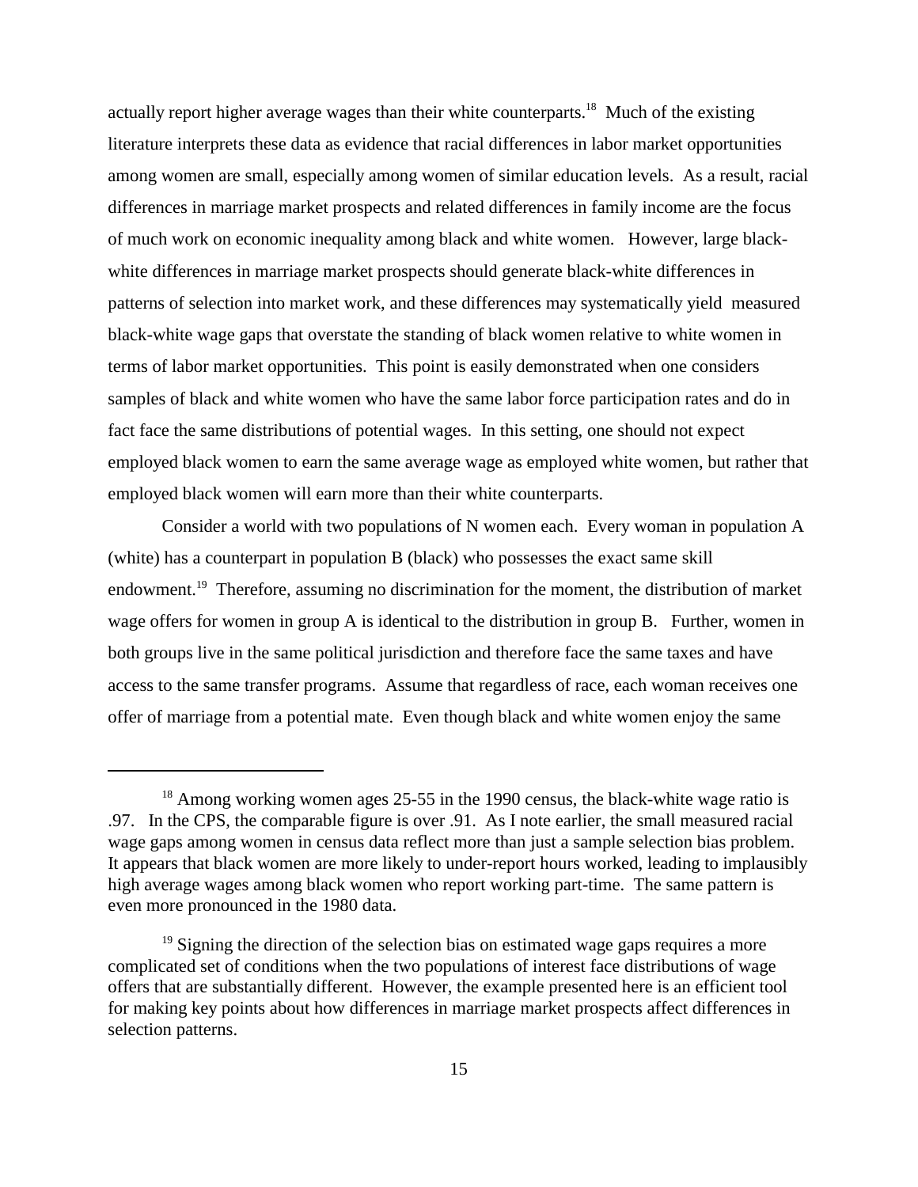actually report higher average wages than their white counterparts.[18] Much of the existing literature interprets these data as evidence that racial differences in labor market opportunities among women are small, especially among women of similar education levels. As a result, racial differences in marriage market prospects and related differences in family income are the focus of much work on economic inequality among black and white women. However, large black-white differences in marriage market prospects should generate black-white differences in patterns of selection into market work, and these differences may systematically yield measured black-white wage gaps that overstate the standing of black women relative to white women in terms of labor market opportunities. This point is easily demonstrated when one considers samples of black and white women who have the same labor force participation rates and do in fact face the same distributions of potential wages. In this setting, one should not expect employed black women to earn the same average wage as employed white women, but rather that employed black women will earn more than their white counterparts.

Consider a world with two populations of N women each. Every woman in population A (white) has a counterpart in population B (black) who possesses the exact same skill endowment.[19] Therefore, assuming no discrimination for the moment, the distribution of market wage offers for women in group A is identical to the distribution in group B. Further, women in both groups live in the same political jurisdiction and therefore face the same taxes and have access to the same transfer programs. Assume that regardless of race, each woman receives one offer of marriage from a potential mate. Even though black and white women enjoy the same

---

[18] Among working women ages 25-55 in the 1990 census, the black-white wage ratio is .97. In the CPS, the comparable figure is over .91. As I note earlier, the small measured racial wage gaps among women in census data reflect more than just a sample selection bias problem. It appears that black women are more likely to under-report hours worked, leading to implausibly high average wages among black women who report working part-time. The same pattern is even more pronounced in the 1980 data.

[19] Signing the direction of the selection bias on estimated wage gaps requires a more complicated set of conditions when the two populations of interest face distributions of wage offers that are substantially different. However, the example presented here is an efficient tool for making key points about how differences in marriage market prospects affect differences in selection patterns.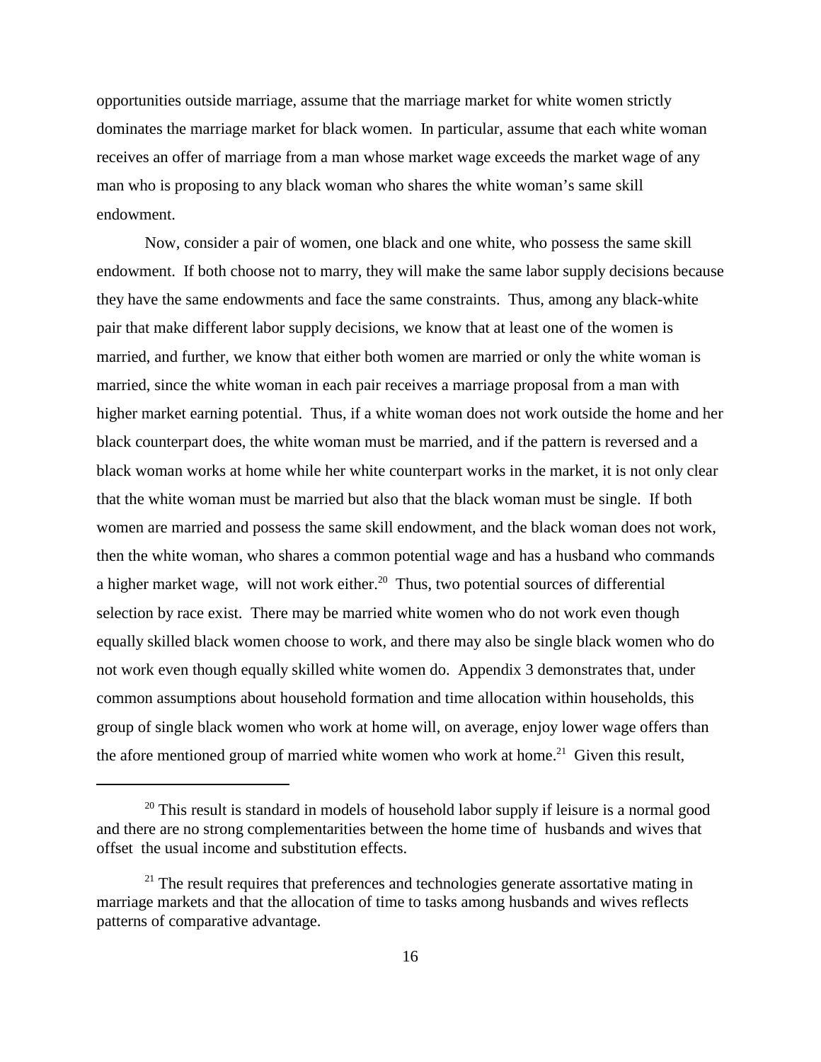opportunities outside marriage, assume that the marriage market for white women strictly dominates the marriage market for black women. In particular, assume that each white woman receives an offer of marriage from a man whose market wage exceeds the market wage of any man who is proposing to any black woman who shares the white woman's same skill endowment.

Now, consider a pair of women, one black and one white, who possess the same skill endowment. If both choose not to marry, they will make the same labor supply decisions because they have the same endowments and face the same constraints. Thus, among any black-white pair that make different labor supply decisions, we know that at least one of the women is married, and further, we know that either both women are married or only the white woman is married, since the white woman in each pair receives a marriage proposal from a man with higher market earning potential. Thus, if a white woman does not work outside the home and her black counterpart does, the white woman must be married, and if the pattern is reversed and a black woman works at home while her white counterpart works in the market, it is not only clear that the white woman must be married but also that the black woman must be single. If both women are married and possess the same skill endowment, and the black woman does not work, then the white woman, who shares a common potential wage and has a husband who commands a higher market wage, will not work either.[20] Thus, two potential sources of differential selection by race exist. There may be married white women who do not work even though equally skilled black women choose to work, and there may also be single black women who do not work even though equally skilled white women do. Appendix 3 demonstrates that, under common assumptions about household formation and time allocation within households, this group of single black women who work at home will, on average, enjoy lower wage offers than the afore mentioned group of married white women who work at home.[21] Given this result,

---

[20] This result is standard in models of household labor supply if leisure is a normal good and there are no strong complementarities between the home time of husbands and wives that offset the usual income and substitution effects.

[21] The result requires that preferences and technologies generate assortative mating in marriage markets and that the allocation of time to tasks among husbands and wives reflects patterns of comparative advantage.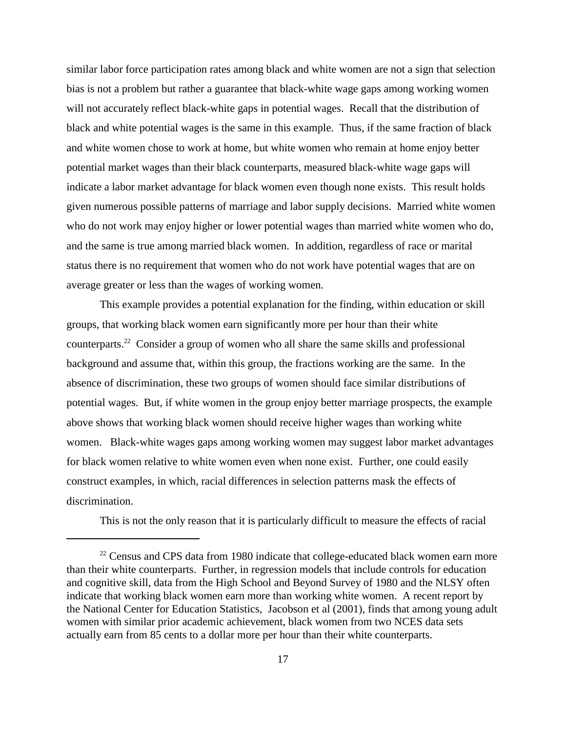similar labor force participation rates among black and white women are not a sign that selection bias is not a problem but rather a guarantee that black-white wage gaps among working women will not accurately reflect black-white gaps in potential wages. Recall that the distribution of black and white potential wages is the same in this example. Thus, if the same fraction of black and white women chose to work at home, but white women who remain at home enjoy better potential market wages than their black counterparts, measured black-white wage gaps will indicate a labor market advantage for black women even though none exists. This result holds given numerous possible patterns of marriage and labor supply decisions. Married white women who do not work may enjoy higher or lower potential wages than married white women who do, and the same is true among married black women. In addition, regardless of race or marital status there is no requirement that women who do not work have potential wages that are on average greater or less than the wages of working women.

This example provides a potential explanation for the finding, within education or skill groups, that working black women earn significantly more per hour than their white counterparts.[22] Consider a group of women who all share the same skills and professional background and assume that, within this group, the fractions working are the same. In the absence of discrimination, these two groups of women should face similar distributions of potential wages. But, if white women in the group enjoy better marriage prospects, the example above shows that working black women should receive higher wages than working white women. Black-white wages gaps among working women may suggest labor market advantages for black women relative to white women even when none exist. Further, one could easily construct examples, in which, racial differences in selection patterns mask the effects of discrimination.

This is not the only reason that it is particularly difficult to measure the effects of racial

---

[22] Census and CPS data from 1980 indicate that college-educated black women earn more than their white counterparts. Further, in regression models that include controls for education and cognitive skill, data from the High School and Beyond Survey of 1980 and the NLSY often indicate that working black women earn more than working white women. A recent report by the National Center for Education Statistics, Jacobson et al (2001), finds that among young adult women with similar prior academic achievement, black women from two NCES data sets actually earn from 85 cents to a dollar more per hour than their white counterparts.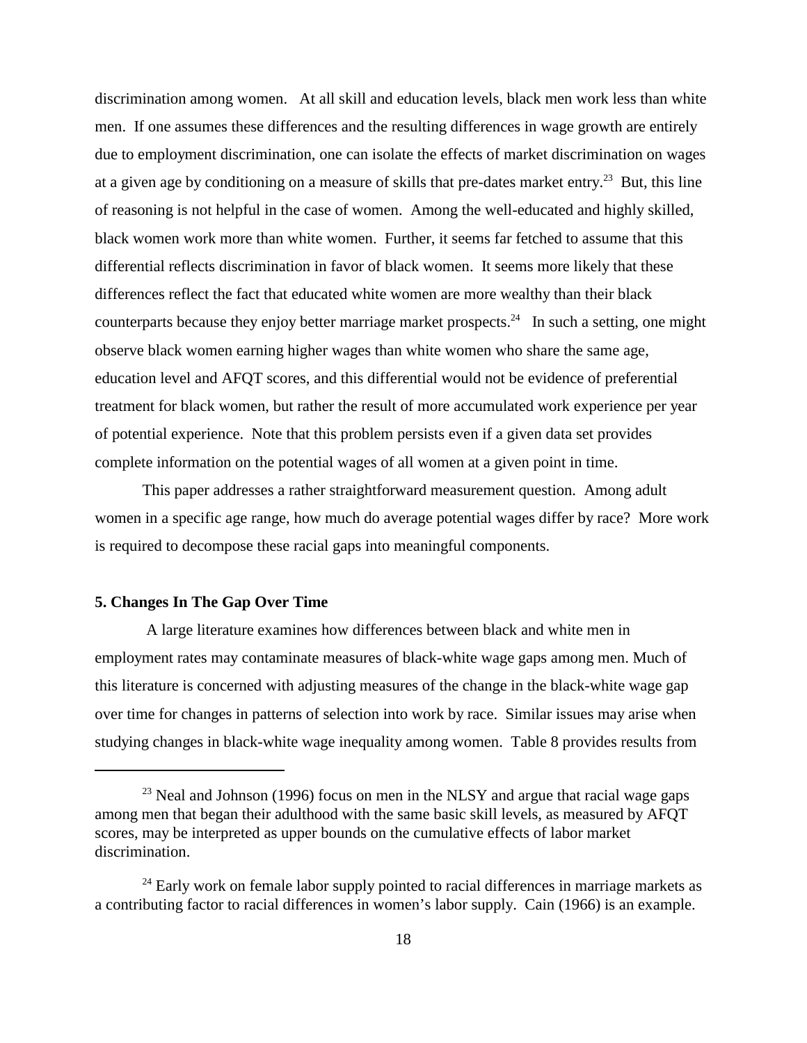discrimination among women. At all skill and education levels, black men work less than white men. If one assumes these differences and the resulting differences in wage growth are entirely due to employment discrimination, one can isolate the effects of market discrimination on wages at a given age by conditioning on a measure of skills that pre-dates market entry.[23] But, this line of reasoning is not helpful in the case of women. Among the well-educated and highly skilled, black women work more than white women. Further, it seems far fetched to assume that this differential reflects discrimination in favor of black women. It seems more likely that these differences reflect the fact that educated white women are more wealthy than their black counterparts because they enjoy better marriage market prospects.[24] In such a setting, one might observe black women earning higher wages than white women who share the same age, education level and AFQT scores, and this differential would not be evidence of preferential treatment for black women, but rather the result of more accumulated work experience per year of potential experience. Note that this problem persists even if a given data set provides complete information on the potential wages of all women at a given point in time.

This paper addresses a rather straightforward measurement question. Among adult women in a specific age range, how much do average potential wages differ by race? More work is required to decompose these racial gaps into meaningful components.

## 5. Changes In The Gap Over Time

A large literature examines how differences between black and white men in employment rates may contaminate measures of black-white wage gaps among men. Much of this literature is concerned with adjusting measures of the change in the black-white wage gap over time for changes in patterns of selection into work by race. Similar issues may arise when studying changes in black-white wage inequality among women. Table 8 provides results from

---

[23] Neal and Johnson (1996) focus on men in the NLSY and argue that racial wage gaps among men that began their adulthood with the same basic skill levels, as measured by AFQT scores, may be interpreted as upper bounds on the cumulative effects of labor market discrimination.

[24] Early work on female labor supply pointed to racial differences in marriage markets as a contributing factor to racial differences in women's labor supply. Cain (1966) is an example.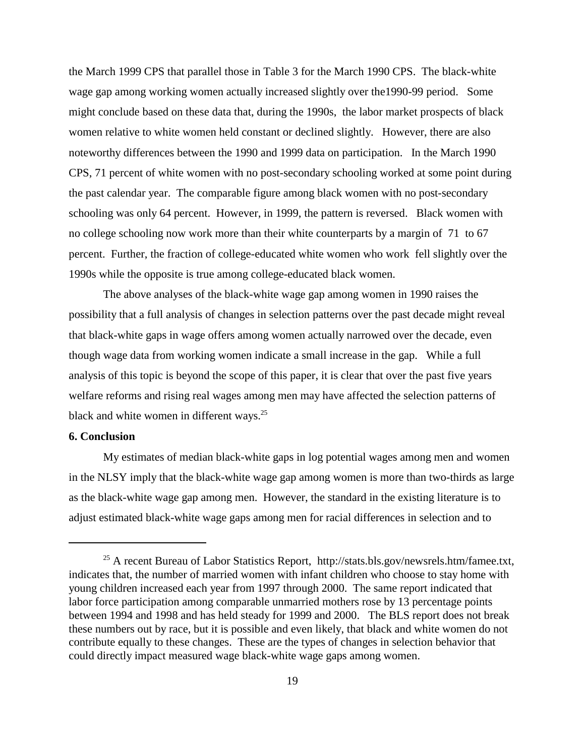the March 1999 CPS that parallel those in Table 3 for the March 1990 CPS. The black-white wage gap among working women actually increased slightly over the1990-99 period. Some might conclude based on these data that, during the 1990s, the labor market prospects of black women relative to white women held constant or declined slightly. However, there are also noteworthy differences between the 1990 and 1999 data on participation. In the March 1990 CPS, 71 percent of white women with no post-secondary schooling worked at some point during the past calendar year. The comparable figure among black women with no post-secondary schooling was only 64 percent. However, in 1999, the pattern is reversed. Black women with no college schooling now work more than their white counterparts by a margin of 71 to 67 percent. Further, the fraction of college-educated white women who work fell slightly over the 1990s while the opposite is true among college-educated black women.

The above analyses of the black-white wage gap among women in 1990 raises the possibility that a full analysis of changes in selection patterns over the past decade might reveal that black-white gaps in wage offers among women actually narrowed over the decade, even though wage data from working women indicate a small increase in the gap. While a full analysis of this topic is beyond the scope of this paper, it is clear that over the past five years welfare reforms and rising real wages among men may have affected the selection patterns of black and white women in different ways.[25]

**6. Conclusion**

My estimates of median black-white gaps in log potential wages among men and women in the NLSY imply that the black-white wage gap among women is more than two-thirds as large as the black-white wage gap among men. However, the standard in the existing literature is to adjust estimated black-white wage gaps among men for racial differences in selection and to

---

[25] A recent Bureau of Labor Statistics Report, http://stats.bls.gov/newsrels.htm/famee.txt, indicates that, the number of married women with infant children who choose to stay home with young children increased each year from 1997 through 2000. The same report indicated that labor force participation among comparable unmarried mothers rose by 13 percentage points between 1994 and 1998 and has held steady for 1999 and 2000. The BLS report does not break these numbers out by race, but it is possible and even likely, that black and white women do not contribute equally to these changes. These are the types of changes in selection behavior that could directly impact measured wage black-white wage gaps among women.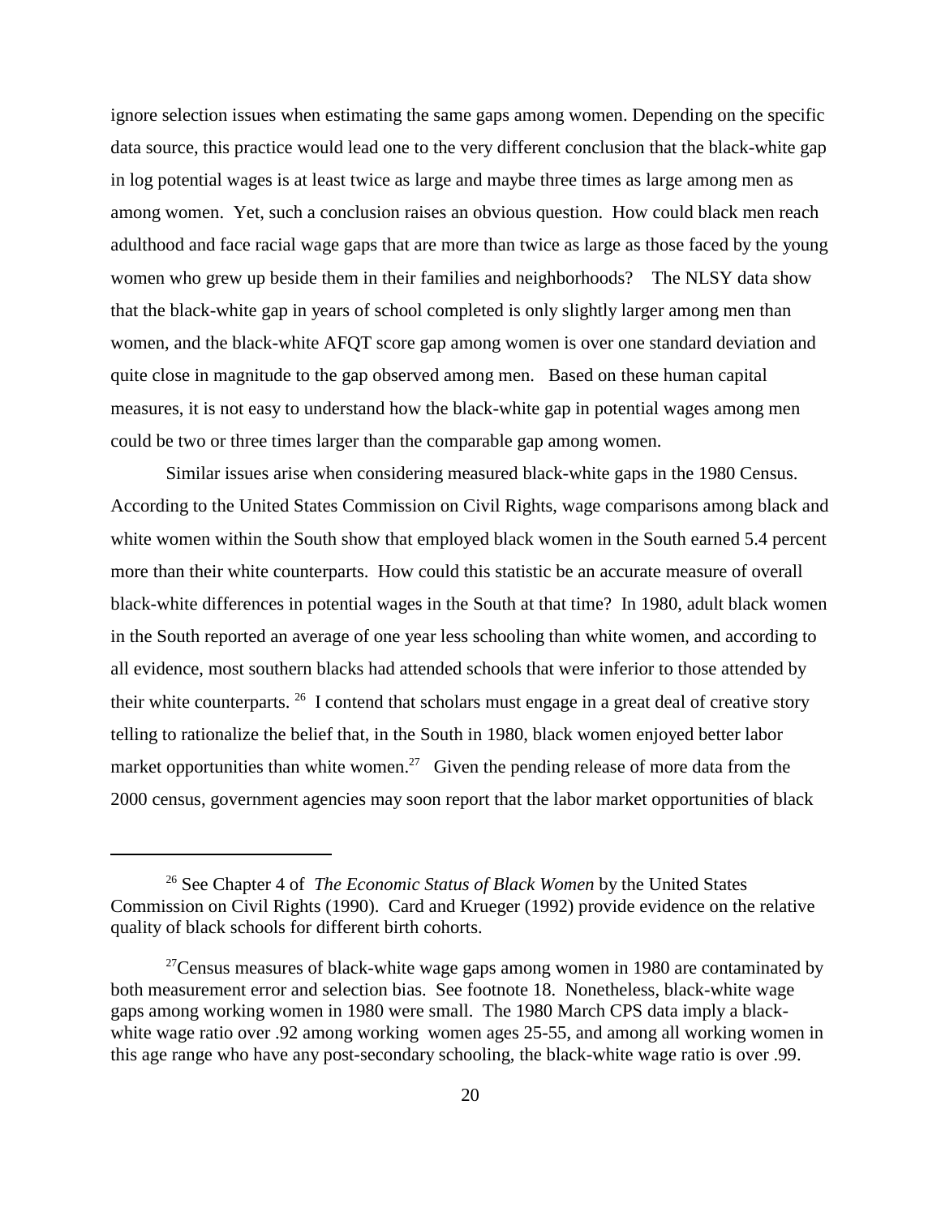ignore selection issues when estimating the same gaps among women. Depending on the specific data source, this practice would lead one to the very different conclusion that the black-white gap in log potential wages is at least twice as large and maybe three times as large among men as among women. Yet, such a conclusion raises an obvious question. How could black men reach adulthood and face racial wage gaps that are more than twice as large as those faced by the young women who grew up beside them in their families and neighborhoods? The NLSY data show that the black-white gap in years of school completed is only slightly larger among men than women, and the black-white AFQT score gap among women is over one standard deviation and quite close in magnitude to the gap observed among men. Based on these human capital measures, it is not easy to understand how the black-white gap in potential wages among men could be two or three times larger than the comparable gap among women.

Similar issues arise when considering measured black-white gaps in the 1980 Census. According to the United States Commission on Civil Rights, wage comparisons among black and white women within the South show that employed black women in the South earned 5.4 percent more than their white counterparts. How could this statistic be an accurate measure of overall black-white differences in potential wages in the South at that time? In 1980, adult black women in the South reported an average of one year less schooling than white women, and according to all evidence, most southern blacks had attended schools that were inferior to those attended by their white counterparts. [26] I contend that scholars must engage in a great deal of creative story telling to rationalize the belief that, in the South in 1980, black women enjoyed better labor market opportunities than white women.[27] Given the pending release of more data from the 2000 census, government agencies may soon report that the labor market opportunities of black

---

[26] See Chapter 4 of *The Economic Status of Black Women* by the United States Commission on Civil Rights (1990). Card and Krueger (1992) provide evidence on the relative quality of black schools for different birth cohorts.

[27] Census measures of black-white wage gaps among women in 1980 are contaminated by both measurement error and selection bias. See footnote 18. Nonetheless, black-white wage gaps among working women in 1980 were small. The 1980 March CPS data imply a black-white wage ratio over .92 among working women ages 25-55, and among all working women in this age range who have any post-secondary schooling, the black-white wage ratio is over .99.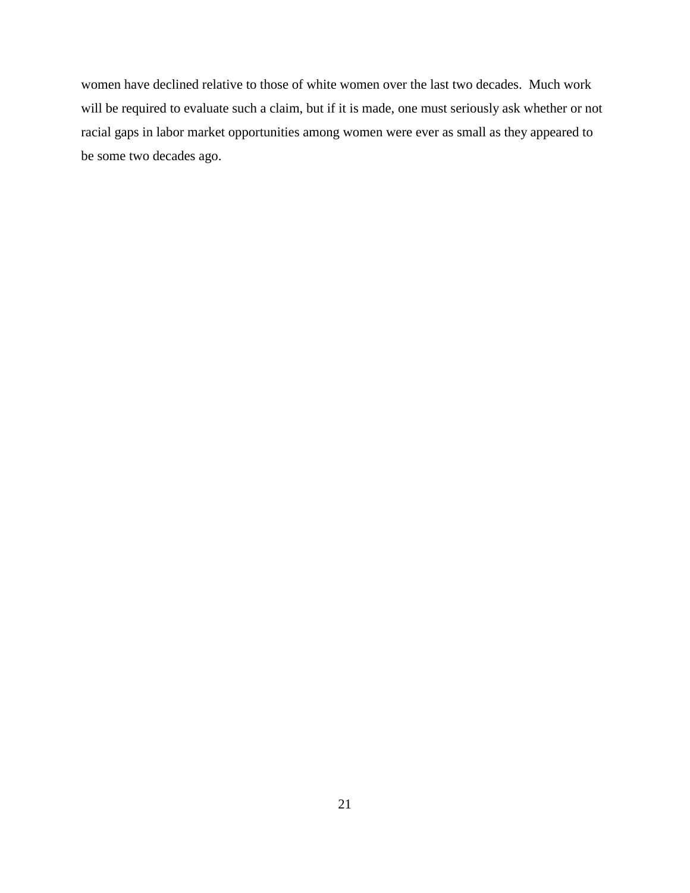women have declined relative to those of white women over the last two decades. Much work will be required to evaluate such a claim, but if it is made, one must seriously ask whether or not racial gaps in labor market opportunities among women were ever as small as they appeared to be some two decades ago.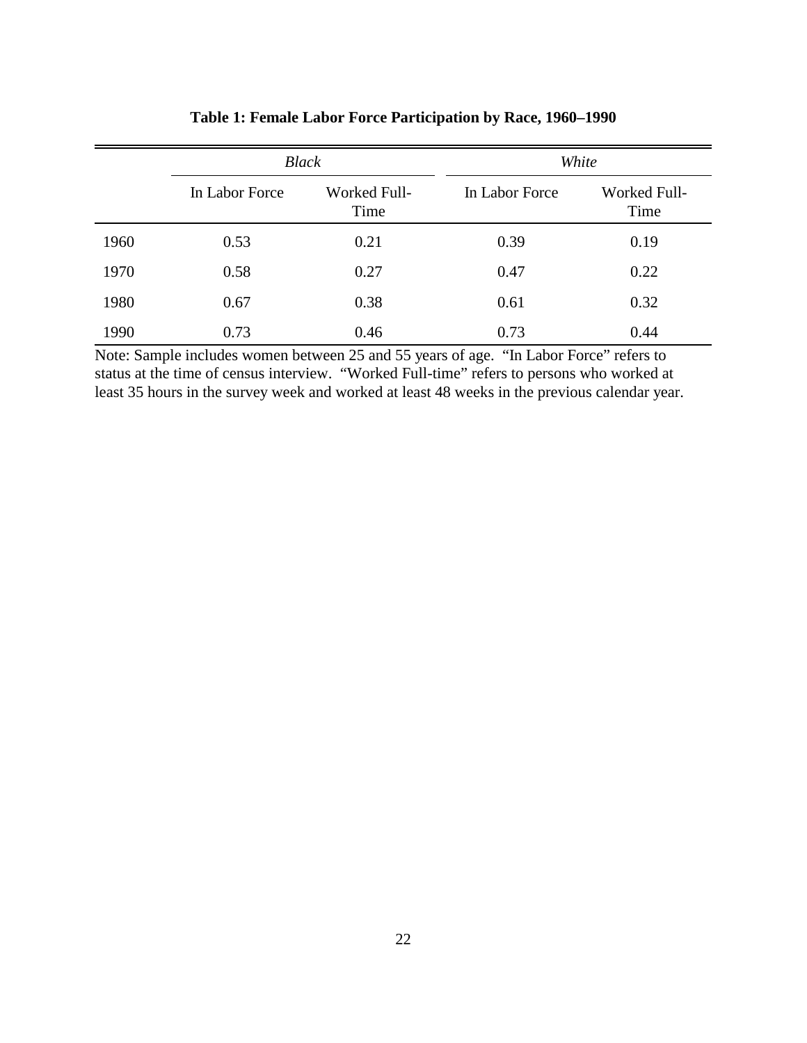**Table 1: Female Labor Force Participation by Race, 1960–1990**

| | *Black* | | *White* | |
|---|---|---|---|---|
| | In Labor Force | Worked Full-Time | In Labor Force | Worked Full-Time |
| 1960 | 0.53 | 0.21 | 0.39 | 0.19 |
| 1970 | 0.58 | 0.27 | 0.47 | 0.22 |
| 1980 | 0.67 | 0.38 | 0.61 | 0.32 |
| 1990 | 0.73 | 0.46 | 0.73 | 0.44 |

Note: Sample includes women between 25 and 55 years of age. "In Labor Force" refers to status at the time of census interview. "Worked Full-time" refers to persons who worked at least 35 hours in the survey week and worked at least 48 weeks in the previous calendar year.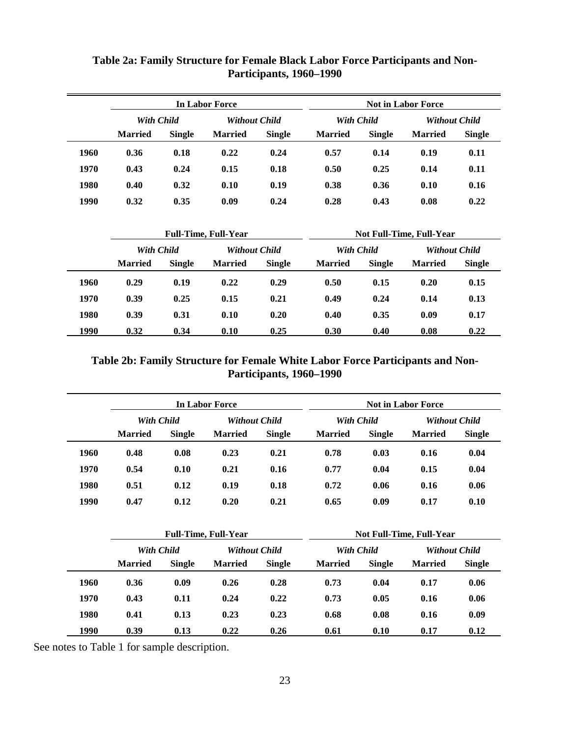**Table 2a: Family Structure for Female Black Labor Force Participants and Non-Participants, 1960–1990**

| | In Labor Force | | | | Not in Labor Force | | | |
|---|---|---|---|---|---|---|---|---|
| | *With Child* | | *Without Child* | | *With Child* | | *Without Child* | |
| | **Married** | **Single** | **Married** | **Single** | **Married** | **Single** | **Married** | **Single** |
| **1960** | 0.36 | 0.18 | 0.22 | 0.24 | 0.57 | 0.14 | 0.19 | 0.11 |
| **1970** | 0.43 | 0.24 | 0.15 | 0.18 | 0.50 | 0.25 | 0.14 | 0.11 |
| **1980** | 0.40 | 0.32 | 0.10 | 0.19 | 0.38 | 0.36 | 0.10 | 0.16 |
| **1990** | 0.32 | 0.35 | 0.09 | 0.24 | 0.28 | 0.43 | 0.08 | 0.22 |

| | Full-Time, Full-Year | | | | Not Full-Time, Full-Year | | | |
|---|---|---|---|---|---|---|---|---|
| | *With Child* | | *Without Child* | | *With Child* | | *Without Child* | |
| | **Married** | **Single** | **Married** | **Single** | **Married** | **Single** | **Married** | **Single** |
| **1960** | 0.29 | 0.19 | 0.22 | 0.29 | 0.50 | 0.15 | 0.20 | 0.15 |
| **1970** | 0.39 | 0.25 | 0.15 | 0.21 | 0.49 | 0.24 | 0.14 | 0.13 |
| **1980** | 0.39 | 0.31 | 0.10 | 0.20 | 0.40 | 0.35 | 0.09 | 0.17 |
| **1990** | 0.32 | 0.34 | 0.10 | 0.25 | 0.30 | 0.40 | 0.08 | 0.22 |

**Table 2b: Family Structure for Female White Labor Force Participants and Non-Participants, 1960–1990**

| | In Labor Force | | | | Not in Labor Force | | | |
|---|---|---|---|---|---|---|---|---|
| | *With Child* | | *Without Child* | | *With Child* | | *Without Child* | |
| | **Married** | **Single** | **Married** | **Single** | **Married** | **Single** | **Married** | **Single** |
| **1960** | 0.48 | 0.08 | 0.23 | 0.21 | 0.78 | 0.03 | 0.16 | 0.04 |
| **1970** | 0.54 | 0.10 | 0.21 | 0.16 | 0.77 | 0.04 | 0.15 | 0.04 |
| **1980** | 0.51 | 0.12 | 0.19 | 0.18 | 0.72 | 0.06 | 0.16 | 0.06 |
| **1990** | 0.47 | 0.12 | 0.20 | 0.21 | 0.65 | 0.09 | 0.17 | 0.10 |

| | Full-Time, Full-Year | | | | Not Full-Time, Full-Year | | | |
|---|---|---|---|---|---|---|---|---|
| | *With Child* | | *Without Child* | | *With Child* | | *Without Child* | |
| | **Married** | **Single** | **Married** | **Single** | **Married** | **Single** | **Married** | **Single** |
| **1960** | 0.36 | 0.09 | 0.26 | 0.28 | 0.73 | 0.04 | 0.17 | 0.06 |
| **1970** | 0.43 | 0.11 | 0.24 | 0.22 | 0.73 | 0.05 | 0.16 | 0.06 |
| **1980** | 0.41 | 0.13 | 0.23 | 0.23 | 0.68 | 0.08 | 0.16 | 0.09 |
| **1990** | 0.39 | 0.13 | 0.22 | 0.26 | 0.61 | 0.10 | 0.17 | 0.12 |

See notes to Table 1 for sample description.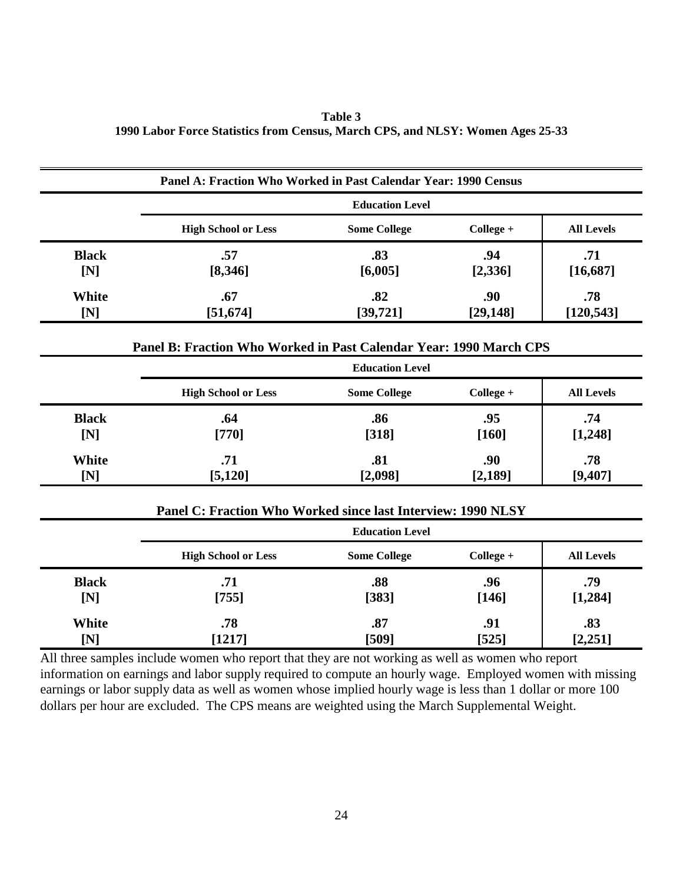**Table 3**
**1990 Labor Force Statistics from Census, March CPS, and NLSY: Women Ages 25-33**

**Panel A: Fraction Who Worked in Past Calendar Year: 1990 Census**

| | Education Level | | | |
|---|---|---|---|---|
| | **High School or Less** | **Some College** | **College +** | **All Levels** |
| **Black** | .57 | .83 | .94 | .71 |
| **[N]** | [8,346] | [6,005] | [2,336] | [16,687] |
| **White** | .67 | .82 | .90 | .78 |
| **[N]** | [51,674] | [39,721] | [29,148] | [120,543] |

**Panel B: Fraction Who Worked in Past Calendar Year: 1990 March CPS**

| | Education Level | | | |
|---|---|---|---|---|
| | **High School or Less** | **Some College** | **College +** | **All Levels** |
| **Black** | .64 | .86 | .95 | .74 |
| **[N]** | [770] | [318] | [160] | [1,248] |
| **White** | .71 | .81 | .90 | .78 |
| **[N]** | [5,120] | [2,098] | [2,189] | [9,407] |

**Panel C: Fraction Who Worked since last Interview: 1990 NLSY**

| | Education Level | | | |
|---|---|---|---|---|
| | **High School or Less** | **Some College** | **College +** | **All Levels** |
| **Black** | .71 | .88 | .96 | .79 |
| **[N]** | [755] | [383] | [146] | [1,284] |
| **White** | .78 | .87 | .91 | .83 |
| **[N]** | [1217] | [509] | [525] | [2,251] |

All three samples include women who report that they are not working as well as women who report information on earnings and labor supply required to compute an hourly wage. Employed women with missing earnings or labor supply data as well as women whose implied hourly wage is less than 1 dollar or more 100 dollars per hour are excluded. The CPS means are weighted using the March Supplemental Weight.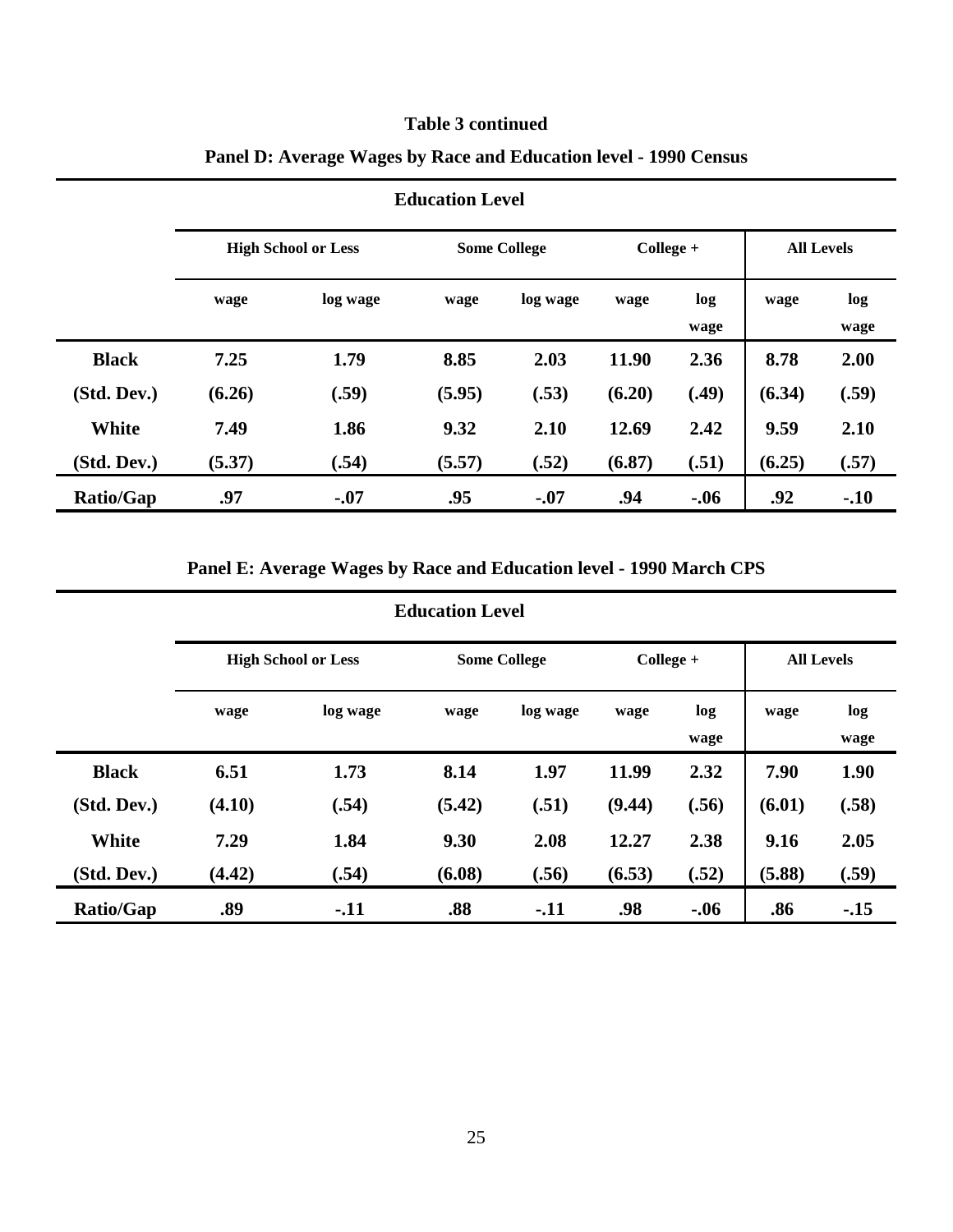**Table 3 continued**

**Panel D: Average Wages by Race and Education level - 1990 Census**

| | Education Level | | | | | | | |
|---|---|---|---|---|---|---|---|---|
| | High School or Less | | Some College | | College + | | All Levels | |
| | wage | log wage | wage | log wage | wage | log wage | wage | log wage |
| **Black** | **7.25** | **1.79** | **8.85** | **2.03** | **11.90** | **2.36** | **8.78** | **2.00** |
| **(Std. Dev.)** | **(6.26)** | **(.59)** | **(5.95)** | **(.53)** | **(6.20)** | **(.49)** | **(6.34)** | **(.59)** |
| **White** | **7.49** | **1.86** | **9.32** | **2.10** | **12.69** | **2.42** | **9.59** | **2.10** |
| **(Std. Dev.)** | **(5.37)** | **(.54)** | **(5.57)** | **(.52)** | **(6.87)** | **(.51)** | **(6.25)** | **(.57)** |
| **Ratio/Gap** | **.97** | **-.07** | **.95** | **-.07** | **.94** | **-.06** | **.92** | **-.10** |

**Panel E: Average Wages by Race and Education level - 1990 March CPS**

| | Education Level | | | | | | | |
|---|---|---|---|---|---|---|---|---|
| | High School or Less | | Some College | | College + | | All Levels | |
| | wage | log wage | wage | log wage | wage | log wage | wage | log wage |
| **Black** | **6.51** | **1.73** | **8.14** | **1.97** | **11.99** | **2.32** | **7.90** | **1.90** |
| **(Std. Dev.)** | **(4.10)** | **(.54)** | **(5.42)** | **(.51)** | **(9.44)** | **(.56)** | **(6.01)** | **(.58)** |
| **White** | **7.29** | **1.84** | **9.30** | **2.08** | **12.27** | **2.38** | **9.16** | **2.05** |
| **(Std. Dev.)** | **(4.42)** | **(.54)** | **(6.08)** | **(.56)** | **(6.53)** | **(.52)** | **(5.88)** | **(.59)** |
| **Ratio/Gap** | **.89** | **-.11** | **.88** | **-.11** | **.98** | **-.06** | **.86** | **-.15** |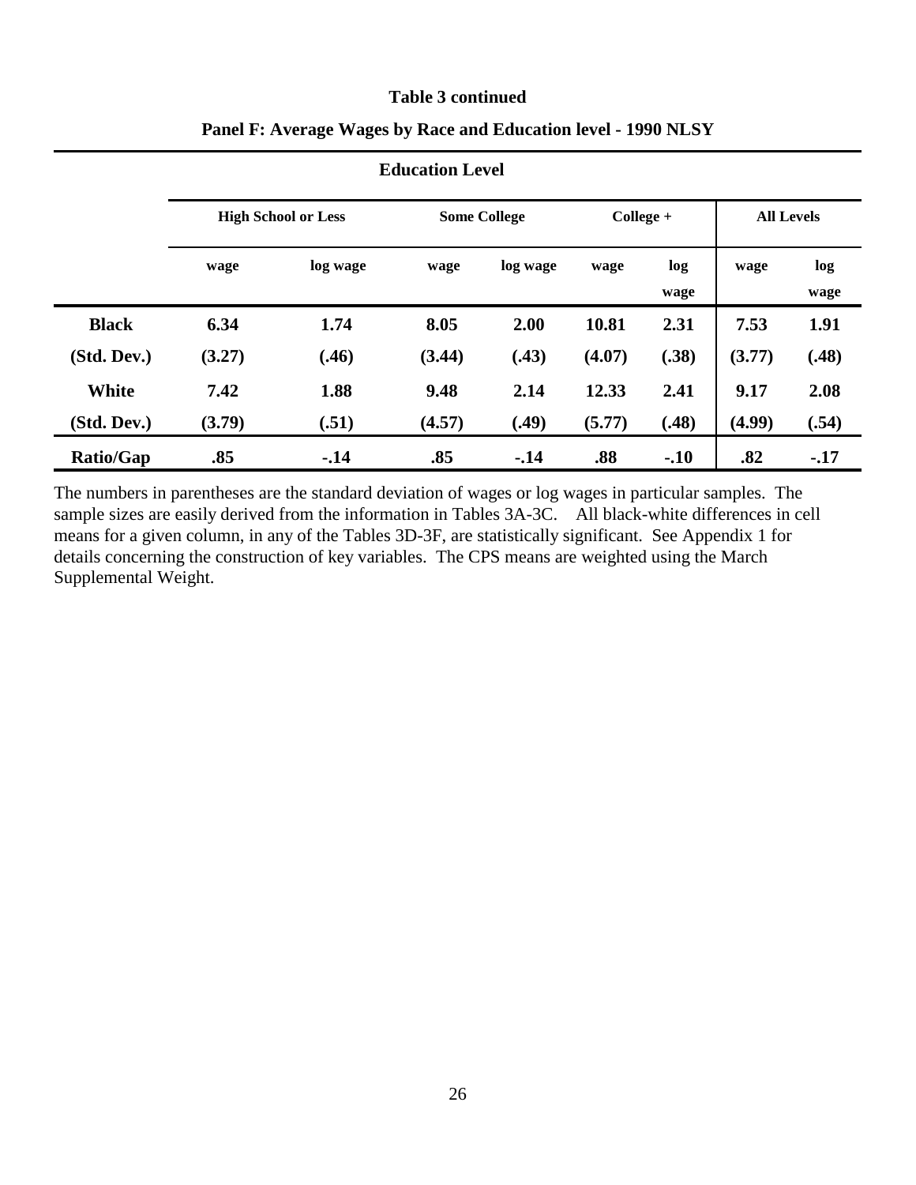**Table 3 continued**

**Panel F: Average Wages by Race and Education level - 1990 NLSY**

| | Education Level | | | | | | | |
|---|---|---|---|---|---|---|---|---|
| | High School or Less | | Some College | | College + | | All Levels | |
| | wage | log wage | wage | log wage | wage | log wage | wage | log wage |
| **Black** | **6.34** | **1.74** | **8.05** | **2.00** | **10.81** | **2.31** | **7.53** | **1.91** |
| **(Std. Dev.)** | **(3.27)** | **(.46)** | **(3.44)** | **(.43)** | **(4.07)** | **(.38)** | **(3.77)** | **(.48)** |
| **White** | **7.42** | **1.88** | **9.48** | **2.14** | **12.33** | **2.41** | **9.17** | **2.08** |
| **(Std. Dev.)** | **(3.79)** | **(.51)** | **(4.57)** | **(.49)** | **(5.77)** | **(.48)** | **(4.99)** | **(.54)** |
| **Ratio/Gap** | **.85** | **-.14** | **.85** | **-.14** | **.88** | **-.10** | **.82** | **-.17** |

The numbers in parentheses are the standard deviation of wages or log wages in particular samples. The sample sizes are easily derived from the information in Tables 3A-3C. All black-white differences in cell means for a given column, in any of the Tables 3D-3F, are statistically significant. See Appendix 1 for details concerning the construction of key variables. The CPS means are weighted using the March Supplemental Weight.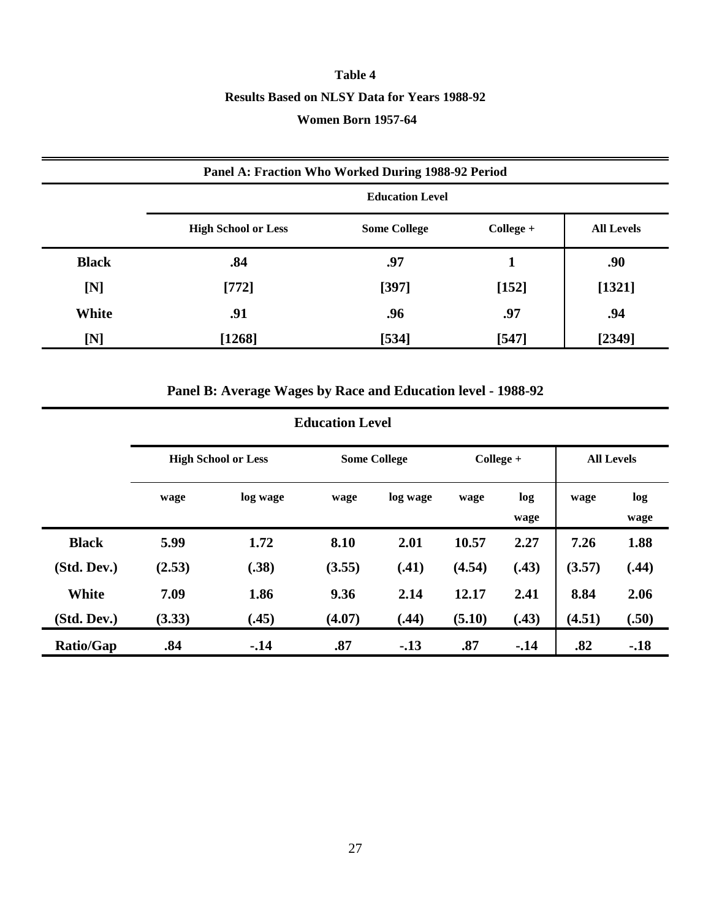**Table 4**

**Results Based on NLSY Data for Years 1988-92**

**Women Born 1957-64**

**Panel A: Fraction Who Worked During 1988-92 Period**

| | Education Level | | | |
|---|---|---|---|---|
| | High School or Less | Some College | College + | All Levels |
| **Black** | .84 | .97 | 1 | .90 |
| **[N]** | [772] | [397] | [152] | [1321] |
| **White** | .91 | .96 | .97 | .94 |
| **[N]** | [1268] | [534] | [547] | [2349] |

**Panel B: Average Wages by Race and Education level - 1988-92**

| | Education Level | | | | | | | |
|---|---|---|---|---|---|---|---|---|
| | High School or Less | | Some College | | College + | | All Levels | |
| | wage | log wage | wage | log wage | wage | log wage | wage | log wage |
| **Black** | 5.99 | 1.72 | 8.10 | 2.01 | 10.57 | 2.27 | 7.26 | 1.88 |
| **(Std. Dev.)** | (2.53) | (.38) | (3.55) | (.41) | (4.54) | (.43) | (3.57) | (.44) |
| **White** | 7.09 | 1.86 | 9.36 | 2.14 | 12.17 | 2.41 | 8.84 | 2.06 |
| **(Std. Dev.)** | (3.33) | (.45) | (4.07) | (.44) | (5.10) | (.43) | (4.51) | (.50) |
| **Ratio/Gap** | .84 | -.14 | .87 | -.13 | .87 | -.14 | .82 | -.18 |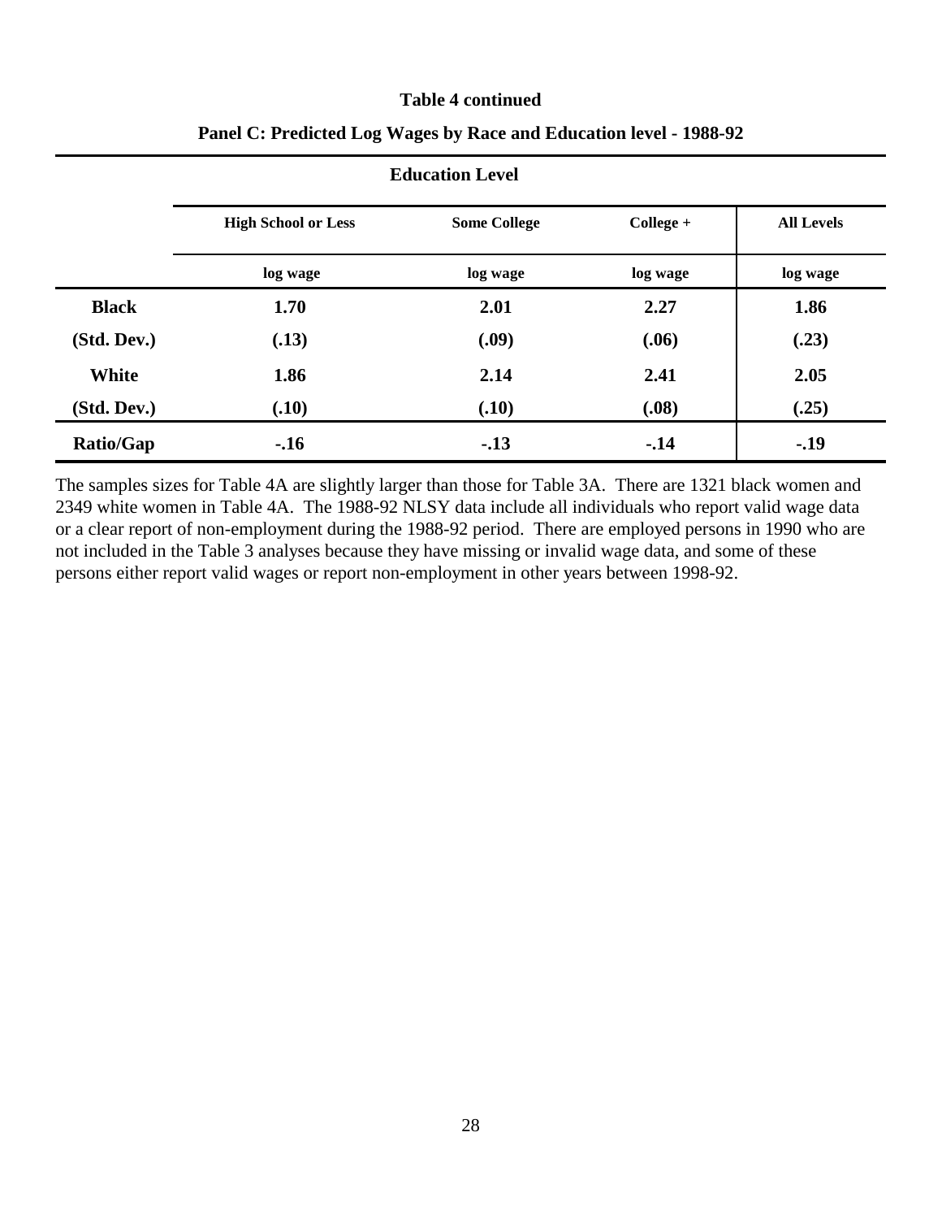**Table 4 continued**

**Panel C: Predicted Log Wages by Race and Education level - 1988-92**

| | Education Level | | | |
|---|---|---|---|---|
| | **High School or Less** | **Some College** | **College +** | **All Levels** |
| | **log wage** | **log wage** | **log wage** | **log wage** |
| **Black** | **1.70** | **2.01** | **2.27** | **1.86** |
| **(Std. Dev.)** | **(.13)** | **(.09)** | **(.06)** | **(.23)** |
| **White** | **1.86** | **2.14** | **2.41** | **2.05** |
| **(Std. Dev.)** | **(.10)** | **(.10)** | **(.08)** | **(.25)** |
| **Ratio/Gap** | **-.16** | **-.13** | **-.14** | **-.19** |

The samples sizes for Table 4A are slightly larger than those for Table 3A. There are 1321 black women and 2349 white women in Table 4A. The 1988-92 NLSY data include all individuals who report valid wage data or a clear report of non-employment during the 1988-92 period. There are employed persons in 1990 who are not included in the Table 3 analyses because they have missing or invalid wage data, and some of these persons either report valid wages or report non-employment in other years between 1998-92.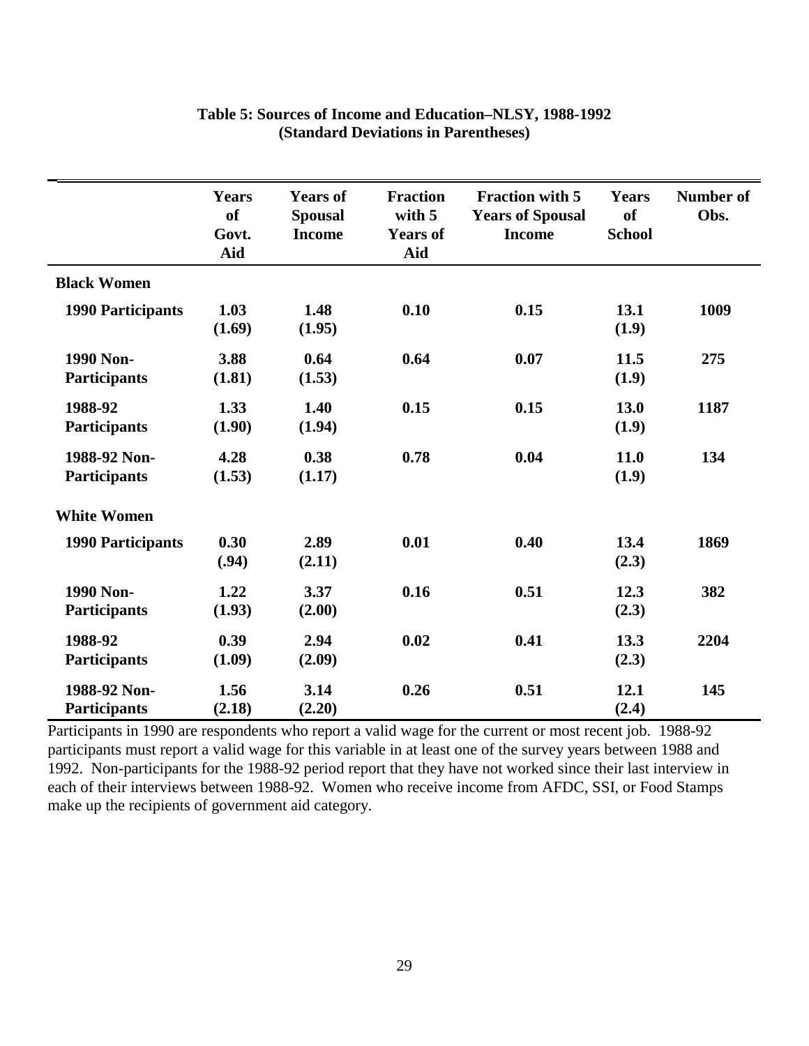**Table 5: Sources of Income and Education–NLSY, 1988-1992**
**(Standard Deviations in Parentheses)**

| | Years of Govt. Aid | Years of Spousal Income | Fraction with 5 Years of Aid | Fraction with 5 Years of Spousal Income | Years of School | Number of Obs. |
|---|---|---|---|---|---|---|
| **Black Women** | | | | | | |
| 1990 Participants | 1.03 (1.69) | 1.48 (1.95) | 0.10 | 0.15 | 13.1 (1.9) | 1009 |
| 1990 Non-Participants | 3.88 (1.81) | 0.64 (1.53) | 0.64 | 0.07 | 11.5 (1.9) | 275 |
| 1988-92 Participants | 1.33 (1.90) | 1.40 (1.94) | 0.15 | 0.15 | 13.0 (1.9) | 1187 |
| 1988-92 Non-Participants | 4.28 (1.53) | 0.38 (1.17) | 0.78 | 0.04 | 11.0 (1.9) | 134 |
| **White Women** | | | | | | |
| 1990 Participants | 0.30 (.94) | 2.89 (2.11) | 0.01 | 0.40 | 13.4 (2.3) | 1869 |
| 1990 Non-Participants | 1.22 (1.93) | 3.37 (2.00) | 0.16 | 0.51 | 12.3 (2.3) | 382 |
| 1988-92 Participants | 0.39 (1.09) | 2.94 (2.09) | 0.02 | 0.41 | 13.3 (2.3) | 2204 |
| 1988-92 Non-Participants | 1.56 (2.18) | 3.14 (2.20) | 0.26 | 0.51 | 12.1 (2.4) | 145 |

Participants in 1990 are respondents who report a valid wage for the current or most recent job. 1988-92 participants must report a valid wage for this variable in at least one of the survey years between 1988 and 1992. Non-participants for the 1988-92 period report that they have not worked since their last interview in each of their interviews between 1988-92. Women who receive income from AFDC, SSI, or Food Stamps make up the recipients of government aid category.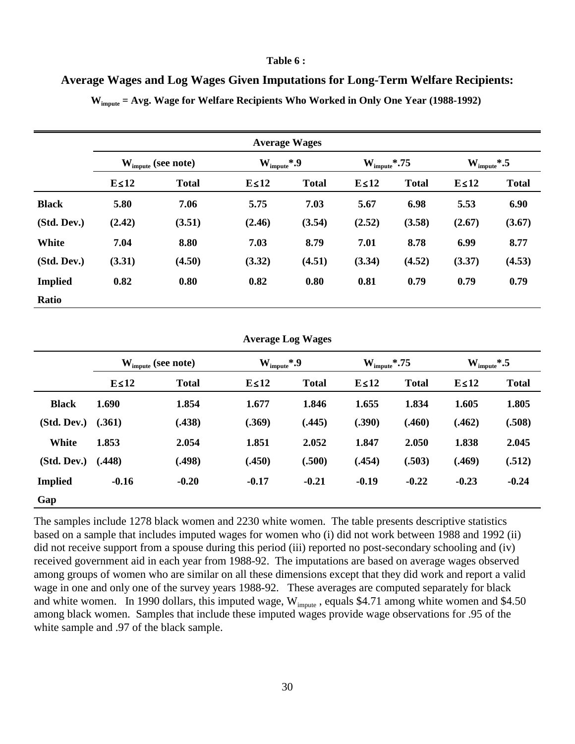**Table 6 :**

## Average Wages and Log Wages Given Imputations for Long-Term Welfare Recipients:

**$W_{impute}$ = Avg. Wage for Welfare Recipients Who Worked in Only One Year (1988-1992)**

| | Average Wages | | | | | | | |
|---|---|---|---|---|---|---|---|---|
| | $W_{impute}$ (see note) | | $W_{impute}$*.9 | | $W_{impute}$*.75 | | $W_{impute}$*.5 | |
| | E≤12 | Total | E≤12 | Total | E≤12 | Total | E≤12 | Total |
| **Black** | 5.80 | 7.06 | 5.75 | 7.03 | 5.67 | 6.98 | 5.53 | 6.90 |
| **(Std. Dev.)** | (2.42) | (3.51) | (2.46) | (3.54) | (2.52) | (3.58) | (2.67) | (3.67) |
| **White** | 7.04 | 8.80 | 7.03 | 8.79 | 7.01 | 8.78 | 6.99 | 8.77 |
| **(Std. Dev.)** | (3.31) | (4.50) | (3.32) | (4.51) | (3.34) | (4.52) | (3.37) | (4.53) |
| **Implied Ratio** | 0.82 | 0.80 | 0.82 | 0.80 | 0.81 | 0.79 | 0.79 | 0.79 |

**Average Log Wages**

| | $W_{impute}$ (see note) | | $W_{impute}$*.9 | | $W_{impute}$*.75 | | $W_{impute}$*.5 | |
|---|---|---|---|---|---|---|---|---|
| | E≤12 | Total | E≤12 | Total | E≤12 | Total | E≤12 | Total |
| **Black** | 1.690 | 1.854 | 1.677 | 1.846 | 1.655 | 1.834 | 1.605 | 1.805 |
| **(Std. Dev.)** | (.361) | (.438) | (.369) | (.445) | (.390) | (.460) | (.462) | (.508) |
| **White** | 1.853 | 2.054 | 1.851 | 2.052 | 1.847 | 2.050 | 1.838 | 2.045 |
| **(Std. Dev.)** | (.448) | (.498) | (.450) | (.500) | (.454) | (.503) | (.469) | (.512) |
| **Implied Gap** | -0.16 | -0.20 | -0.17 | -0.21 | -0.19 | -0.22 | -0.23 | -0.24 |

The samples include 1278 black women and 2230 white women. The table presents descriptive statistics based on a sample that includes imputed wages for women who (i) did not work between 1988 and 1992 (ii) did not receive support from a spouse during this period (iii) reported no post-secondary schooling and (iv) received government aid in each year from 1988-92. The imputations are based on average wages observed among groups of women who are similar on all these dimensions except that they did work and report a valid wage in one and only one of the survey years 1988-92. These averages are computed separately for black and white women. In 1990 dollars, this imputed wage, $W_{impute}$ , equals \$4.71 among white women and \$4.50 among black women. Samples that include these imputed wages provide wage observations for .95 of the white sample and .97 of the black sample.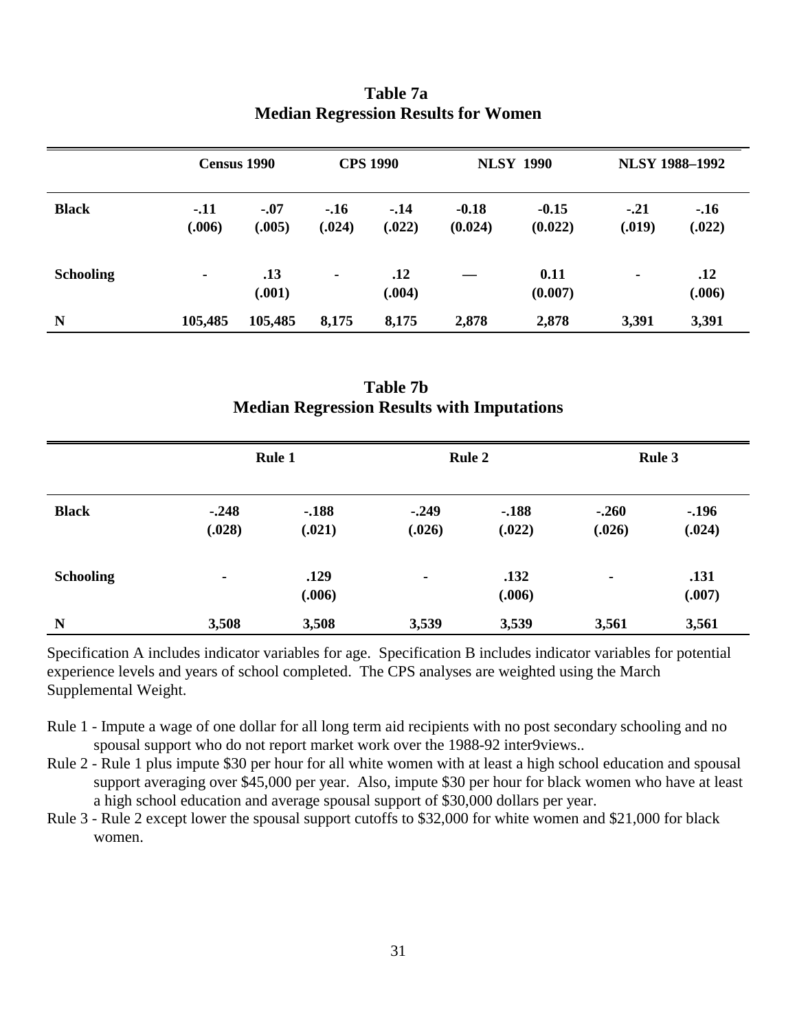**Table 7a**
**Median Regression Results for Women**

| | Census 1990 | | CPS 1990 | | NLSY 1990 | | NLSY 1988–1992 | |
|---|---|---|---|---|---|---|---|---|
| **Black** | -.11 (.006) | -.07 (.005) | -.16 (.024) | -.14 (.022) | -0.18 (0.024) | -0.15 (0.022) | -.21 (.019) | -.16 (.022) |
| **Schooling** | - | .13 (.001) | - | .12 (.004) | — | 0.11 (0.007) | - | .12 (.006) |
| **N** | 105,485 | 105,485 | 8,175 | 8,175 | 2,878 | 2,878 | 3,391 | 3,391 |

**Table 7b**
**Median Regression Results with Imputations**

| | Rule 1 | | Rule 2 | | Rule 3 | |
|---|---|---|---|---|---|---|
| **Black** | -.248 (.028) | -.188 (.021) | -.249 (.026) | -.188 (.022) | -.260 (.026) | -.196 (.024) |
| **Schooling** | - | .129 (.006) | - | .132 (.006) | - | .131 (.007) |
| **N** | 3,508 | 3,508 | 3,539 | 3,539 | 3,561 | 3,561 |

Specification A includes indicator variables for age. Specification B includes indicator variables for potential experience levels and years of school completed. The CPS analyses are weighted using the March Supplemental Weight.

Rule 1 - Impute a wage of one dollar for all long term aid recipients with no post secondary schooling and no spousal support who do not report market work over the 1988-92 inter9views..

Rule 2 - Rule 1 plus impute $30 per hour for all white women with at least a high school education and spousal support averaging over $45,000 per year. Also, impute $30 per hour for black women who have at least a high school education and average spousal support of $30,000 dollars per year.

Rule 3 - Rule 2 except lower the spousal support cutoffs to $32,000 for white women and $21,000 for black women.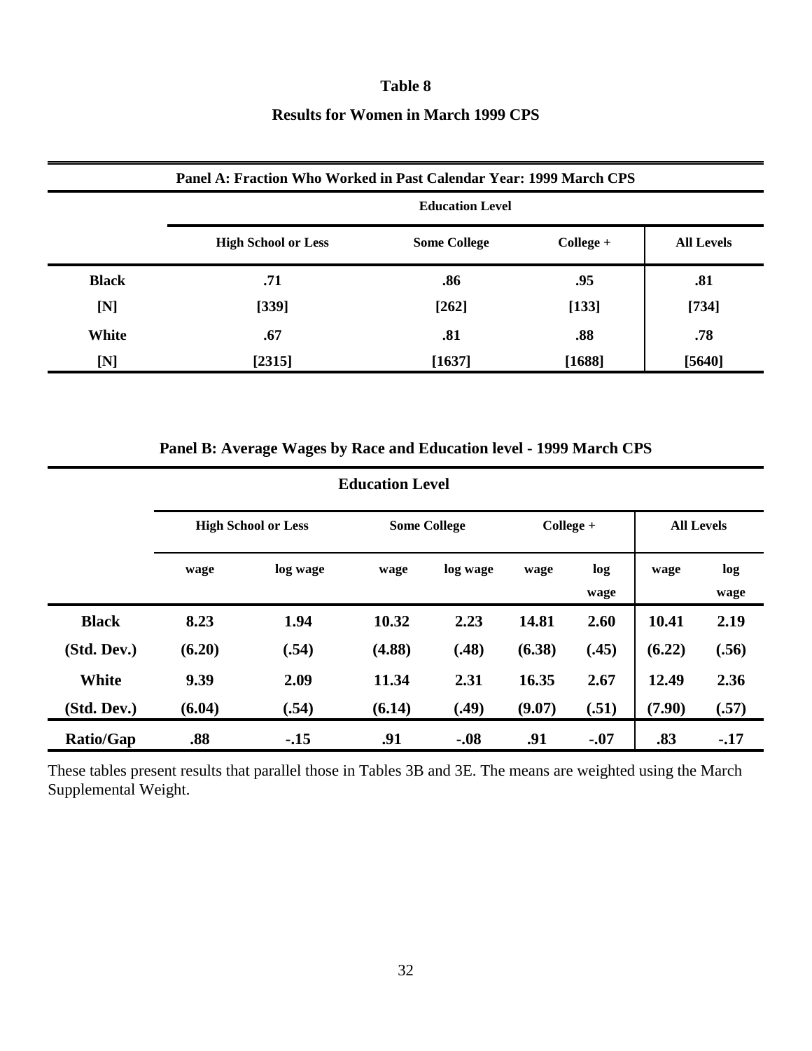# Table 8

## Results for Women in March 1999 CPS

| Panel A: Fraction Who Worked in Past Calendar Year: 1999 March CPS | | | | |
|---|---|---|---|---|
| | Education Level | | | |
| | High School or Less | Some College | College + | All Levels |
| **Black** | .71 | .86 | .95 | .81 |
| **[N]** | [339] | [262] | [133] | [734] |
| **White** | .67 | .81 | .88 | .78 |
| **[N]** | [2315] | [1637] | [1688] | [5640] |

**Panel B: Average Wages by Race and Education level - 1999 March CPS**

| | Education Level | | | | | | | |
|---|---|---|---|---|---|---|---|---|
| | High School or Less | | Some College | | College + | | All Levels | |
| | wage | log wage | wage | log wage | wage | log wage | wage | log wage |
| **Black** | 8.23 | 1.94 | 10.32 | 2.23 | 14.81 | 2.60 | 10.41 | 2.19 |
| **(Std. Dev.)** | (6.20) | (.54) | (4.88) | (.48) | (6.38) | (.45) | (6.22) | (.56) |
| **White** | 9.39 | 2.09 | 11.34 | 2.31 | 16.35 | 2.67 | 12.49 | 2.36 |
| **(Std. Dev.)** | (6.04) | (.54) | (6.14) | (.49) | (9.07) | (.51) | (7.90) | (.57) |
| **Ratio/Gap** | .88 | -.15 | .91 | -.08 | .91 | -.07 | .83 | -.17 |

These tables present results that parallel those in Tables 3B and 3E. The means are weighted using the March Supplemental Weight.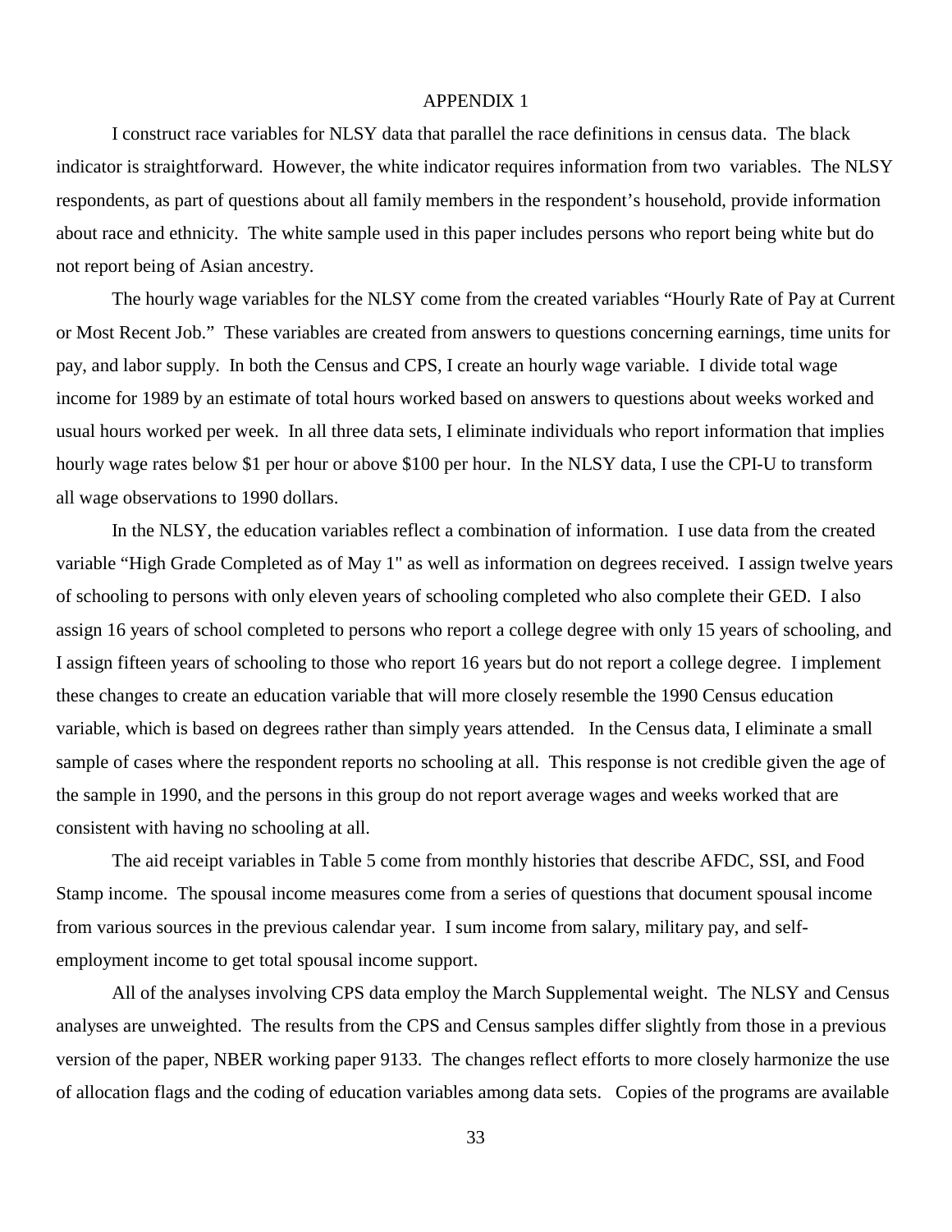# APPENDIX 1

I construct race variables for NLSY data that parallel the race definitions in census data. The black indicator is straightforward. However, the white indicator requires information from two variables. The NLSY respondents, as part of questions about all family members in the respondent's household, provide information about race and ethnicity. The white sample used in this paper includes persons who report being white but do not report being of Asian ancestry.

The hourly wage variables for the NLSY come from the created variables "Hourly Rate of Pay at Current or Most Recent Job." These variables are created from answers to questions concerning earnings, time units for pay, and labor supply. In both the Census and CPS, I create an hourly wage variable. I divide total wage income for 1989 by an estimate of total hours worked based on answers to questions about weeks worked and usual hours worked per week. In all three data sets, I eliminate individuals who report information that implies hourly wage rates below $1 per hour or above $100 per hour. In the NLSY data, I use the CPI-U to transform all wage observations to 1990 dollars.

In the NLSY, the education variables reflect a combination of information. I use data from the created variable "High Grade Completed as of May 1" as well as information on degrees received. I assign twelve years of schooling to persons with only eleven years of schooling completed who also complete their GED. I also assign 16 years of school completed to persons who report a college degree with only 15 years of schooling, and I assign fifteen years of schooling to those who report 16 years but do not report a college degree. I implement these changes to create an education variable that will more closely resemble the 1990 Census education variable, which is based on degrees rather than simply years attended. In the Census data, I eliminate a small sample of cases where the respondent reports no schooling at all. This response is not credible given the age of the sample in 1990, and the persons in this group do not report average wages and weeks worked that are consistent with having no schooling at all.

The aid receipt variables in Table 5 come from monthly histories that describe AFDC, SSI, and Food Stamp income. The spousal income measures come from a series of questions that document spousal income from various sources in the previous calendar year. I sum income from salary, military pay, and self-employment income to get total spousal income support.

All of the analyses involving CPS data employ the March Supplemental weight. The NLSY and Census analyses are unweighted. The results from the CPS and Census samples differ slightly from those in a previous version of the paper, NBER working paper 9133. The changes reflect efforts to more closely harmonize the use of allocation flags and the coding of education variables among data sets. Copies of the programs are available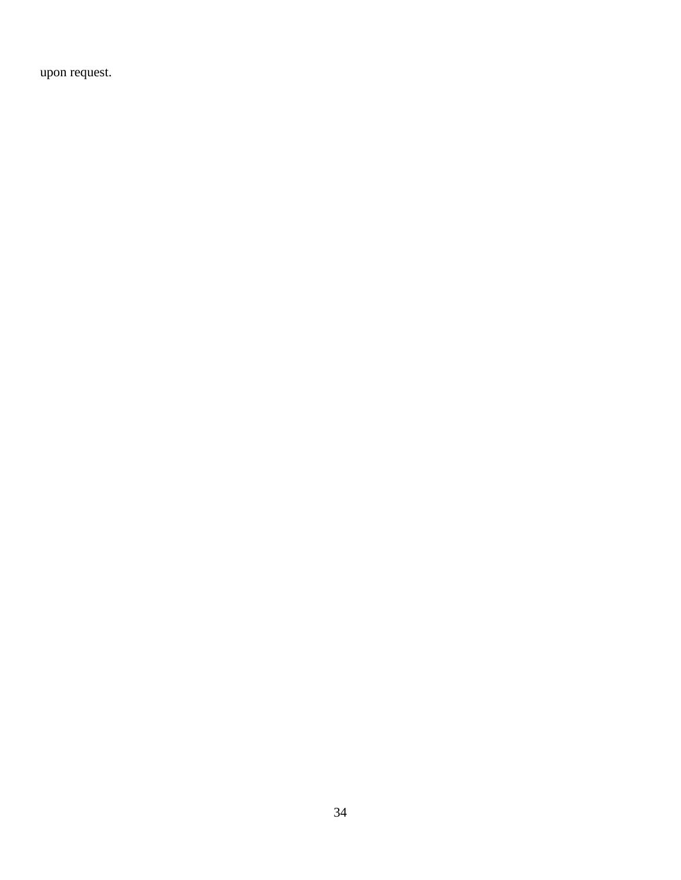upon request.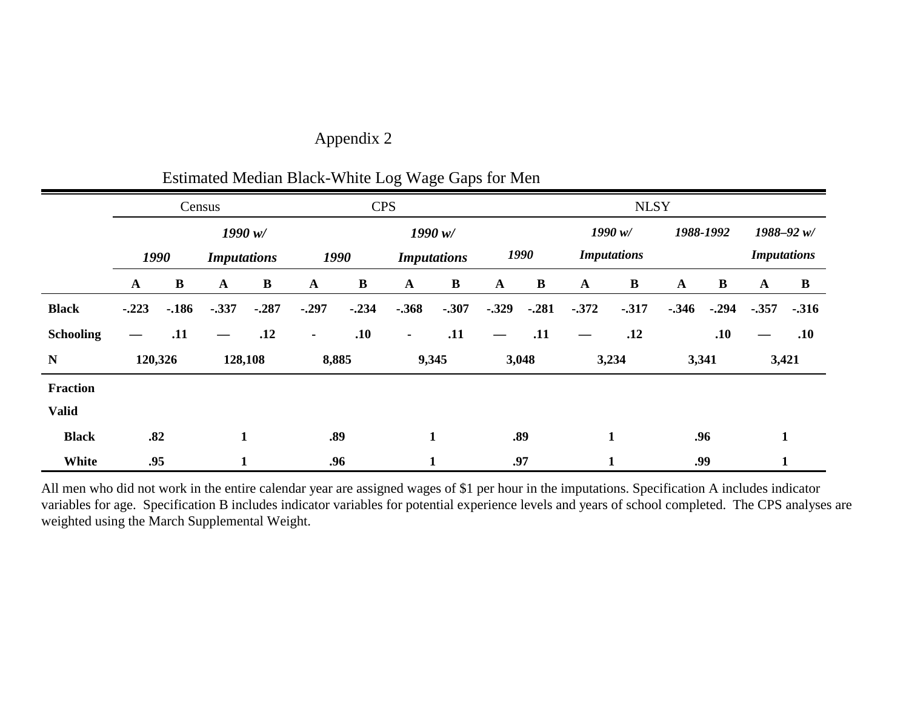# Appendix 2

## Estimated Median Black-White Log Wage Gaps for Men

| | Census | | | | CPS | | | | NLSY | | | | | | | |
|---|---|---|---|---|---|---|---|---|---|---|---|---|---|---|---|---|
| | *1990* | | *1990 w/ Imputations* | | *1990* | | *1990 w/ Imputations* | | *1990* | | *1990 w/ Imputations* | | *1988-1992* | | *1988–92 w/ Imputations* | |
| | **A** | **B** | **A** | **B** | **A** | **B** | **A** | **B** | **A** | **B** | **A** | **B** | **A** | **B** | **A** | **B** |
| **Black** | **-.223** | **-.186** | **-.337** | **-.287** | **-.297** | **-.234** | **-.368** | **-.307** | **-.329** | **-.281** | **-.372** | **-.317** | **-.346** | **-.294** | **-.357** | **-.316** |
| **Schooling** | **—** | **.11** | **—** | **.12** | **-** | **.10** | **-** | **.11** | **—** | **.11** | **—** | **.12** | | **.10** | **—** | **.10** |
| **N** | **120,326** | | **128,108** | | **8,885** | | **9,345** | | **3,048** | | **3,234** | | **3,341** | | **3,421** | |
| **Fraction Valid** | | | | | | | | | | | | | | | | |
| **Black** | **.82** | | **1** | | **.89** | | **1** | | **.89** | | **1** | | **.96** | | **1** | |
| **White** | **.95** | | **1** | | **.96** | | **1** | | **.97** | | **1** | | **.99** | | **1** | |

All men who did not work in the entire calendar year are assigned wages of $1 per hour in the imputations. Specification A includes indicator variables for age. Specification B includes indicator variables for potential experience levels and years of school completed. The CPS analyses are weighted using the March Supplemental Weight.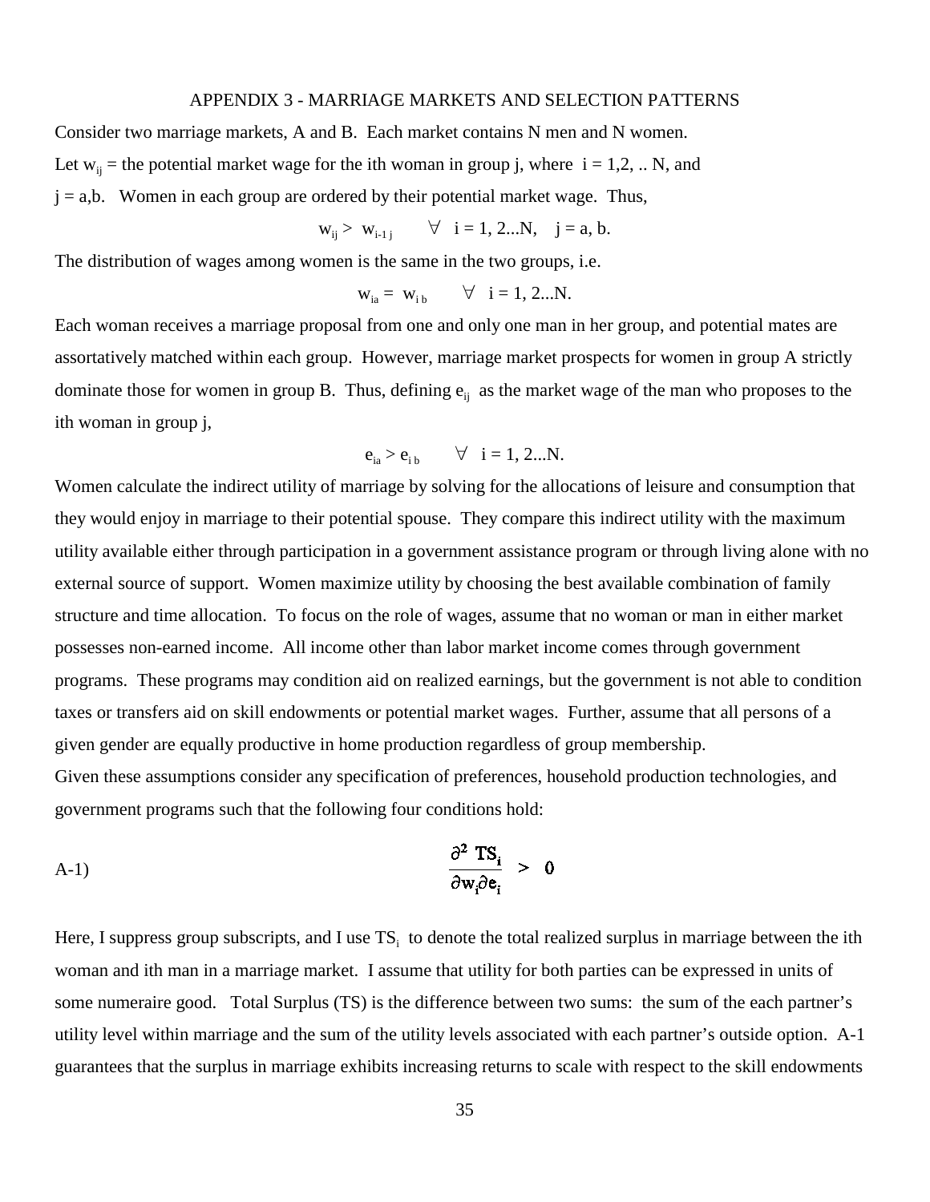## APPENDIX 3 - MARRIAGE MARKETS AND SELECTION PATTERNS

Consider two marriage markets, A and B. Each market contains N men and N women.

Let $w_{ij}$ = the potential market wage for the ith woman in group j, where i = 1,2, .. N, and j = a,b. Women in each group are ordered by their potential market wage. Thus,

$$w_{ij} > w_{i-1\,j} \qquad \forall \quad i = 1, 2...N, \quad j = a, b.$$

The distribution of wages among women is the same in the two groups, i.e.

$$w_{ia} = w_{i\,b} \qquad \forall \quad i = 1, 2...N.$$

Each woman receives a marriage proposal from one and only one man in her group, and potential mates are assortatively matched within each group. However, marriage market prospects for women in group A strictly dominate those for women in group B. Thus, defining $e_{ij}$ as the market wage of the man who proposes to the ith woman in group j,

$$e_{ia} > e_{i\,b} \qquad \forall \quad i = 1, 2...N.$$

Women calculate the indirect utility of marriage by solving for the allocations of leisure and consumption that they would enjoy in marriage to their potential spouse. They compare this indirect utility with the maximum utility available either through participation in a government assistance program or through living alone with no external source of support. Women maximize utility by choosing the best available combination of family structure and time allocation. To focus on the role of wages, assume that no woman or man in either market possesses non-earned income. All income other than labor market income comes through government programs. These programs may condition aid on realized earnings, but the government is not able to condition taxes or transfers aid on skill endowments or potential market wages. Further, assume that all persons of a given gender are equally productive in home production regardless of group membership.

Given these assumptions consider any specification of preferences, household production technologies, and government programs such that the following four conditions hold:

A-1)
$$\frac{\partial^2 \, TS_i}{\partial w_i \partial e_i} > 0$$

Here, I suppress group subscripts, and I use $TS_i$ to denote the total realized surplus in marriage between the ith woman and ith man in a marriage market. I assume that utility for both parties can be expressed in units of some numeraire good. Total Surplus (TS) is the difference between two sums: the sum of the each partner's utility level within marriage and the sum of the utility levels associated with each partner's outside option. A-1 guarantees that the surplus in marriage exhibits increasing returns to scale with respect to the skill endowments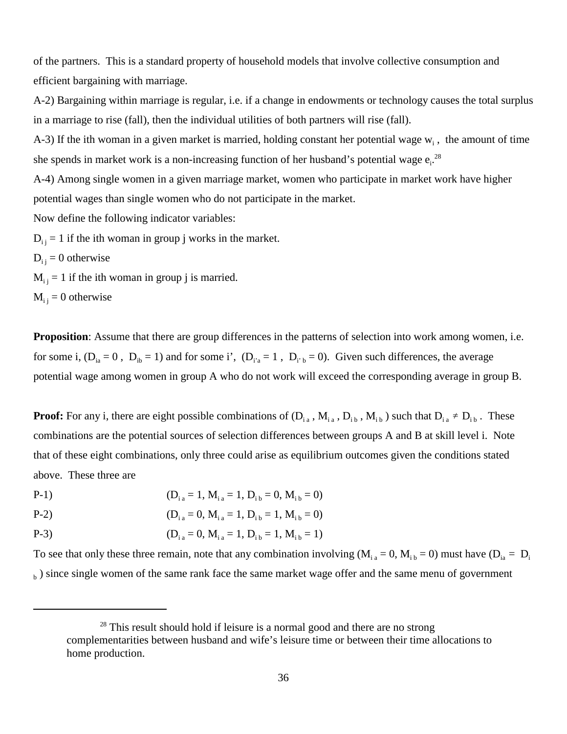of the partners. This is a standard property of household models that involve collective consumption and efficient bargaining with marriage.

A-2) Bargaining within marriage is regular, i.e. if a change in endowments or technology causes the total surplus in a marriage to rise (fall), then the individual utilities of both partners will rise (fall).

A-3) If the ith woman in a given market is married, holding constant her potential wage $w_i$, the amount of time she spends in market work is a non-increasing function of her husband's potential wage $e_i$.[28]

A-4) Among single women in a given marriage market, women who participate in market work have higher potential wages than single women who do not participate in the market.

Now define the following indicator variables:

$D_{ij} = 1$ if the ith woman in group j works in the market.

$D_{ij} = 0$ otherwise

$M_{ij} = 1$ if the ith woman in group j is married.

$M_{ij} = 0$ otherwise

**Proposition**: Assume that there are group differences in the patterns of selection into work among women, i.e. for some i, ($D_{ia} = 0$ , $D_{ib} = 1$) and for some i', ($D_{i'a} = 1$ , $D_{i'b} = 0$). Given such differences, the average potential wage among women in group A who do not work will exceed the corresponding average in group B.

**Proof:** For any i, there are eight possible combinations of ($D_{ia}$ , $M_{ia}$ , $D_{ib}$ , $M_{ib}$ ) such that $D_{ia} \neq D_{ib}$ . These combinations are the potential sources of selection differences between groups A and B at skill level i. Note that of these eight combinations, only three could arise as equilibrium outcomes given the conditions stated above. These three are

P-1) $(D_{ia} = 1, M_{ia} = 1, D_{ib} = 0, M_{ib} = 0)$

P-2) $(D_{ia} = 0, M_{ia} = 1, D_{ib} = 1, M_{ib} = 0)$

P-3) $(D_{ia} = 0, M_{ia} = 1, D_{ib} = 1, M_{ib} = 1)$

To see that only these three remain, note that any combination involving ($M_{ia} = 0$, $M_{ib} = 0$) must have ($D_{ia} = D_{ib}$ ) since single women of the same rank face the same market wage offer and the same menu of government

[28] This result should hold if leisure is a normal good and there are no strong complementarities between husband and wife's leisure time or between their time allocations to home production.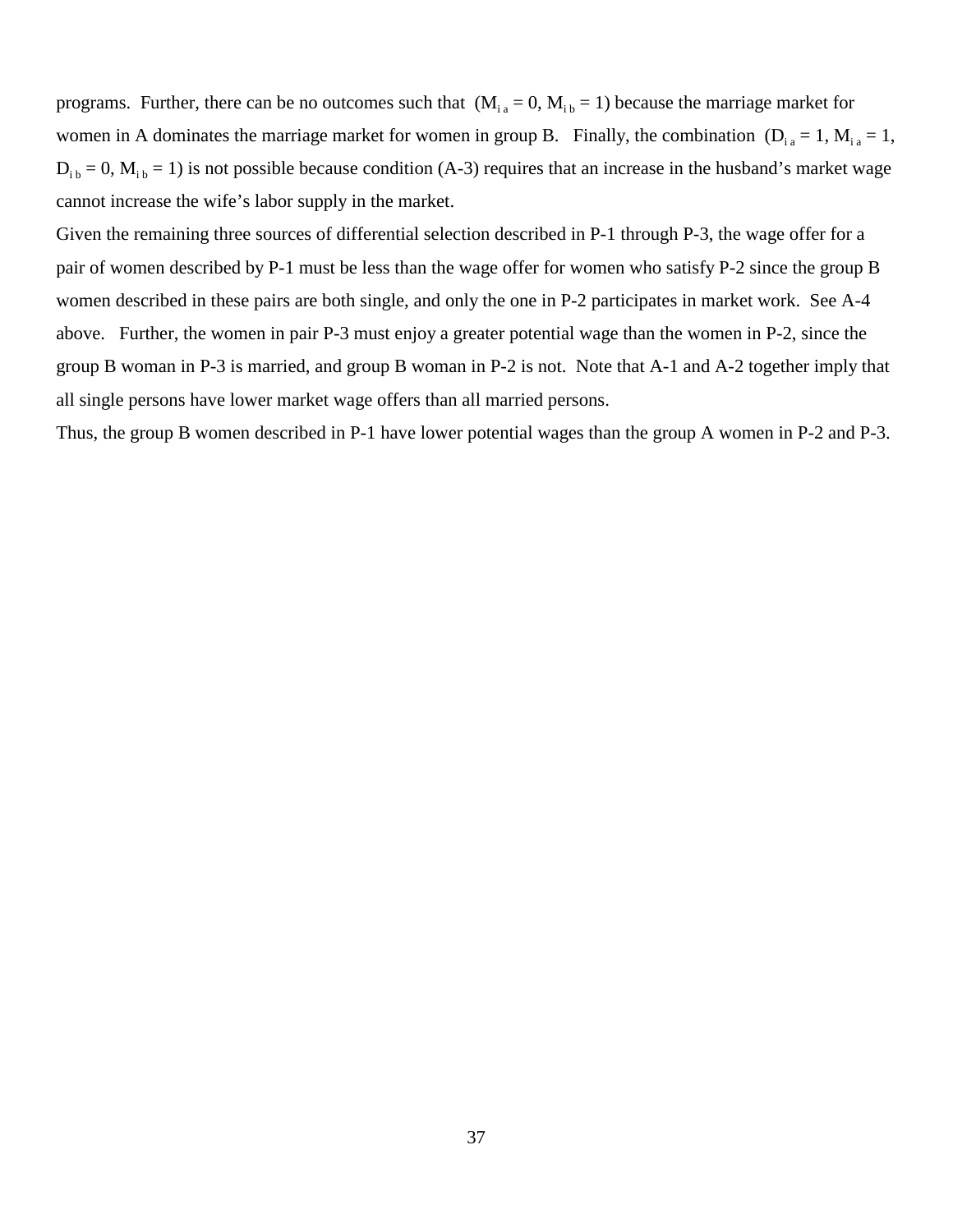programs. Further, there can be no outcomes such that ($M_{i\,a} = 0$, $M_{i\,b} = 1$) because the marriage market for women in A dominates the marriage market for women in group B. Finally, the combination ($D_{i\,a} = 1$, $M_{i\,a} = 1$, $D_{i\,b} = 0$, $M_{i\,b} = 1$) is not possible because condition (A-3) requires that an increase in the husband's market wage cannot increase the wife's labor supply in the market.

Given the remaining three sources of differential selection described in P-1 through P-3, the wage offer for a pair of women described by P-1 must be less than the wage offer for women who satisfy P-2 since the group B women described in these pairs are both single, and only the one in P-2 participates in market work. See A-4 above. Further, the women in pair P-3 must enjoy a greater potential wage than the women in P-2, since the group B woman in P-3 is married, and group B woman in P-2 is not. Note that A-1 and A-2 together imply that all single persons have lower market wage offers than all married persons.

Thus, the group B women described in P-1 have lower potential wages than the group A women in P-2 and P-3.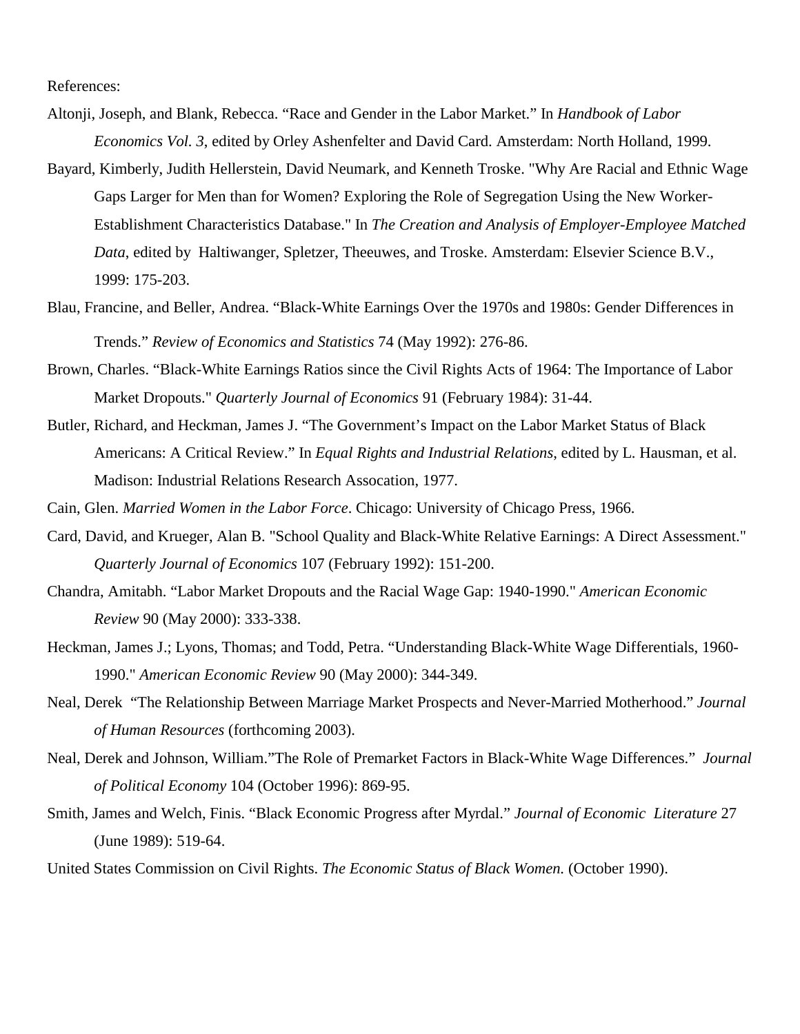References:

Altonji, Joseph, and Blank, Rebecca. "Race and Gender in the Labor Market." In *Handbook of Labor Economics Vol. 3*, edited by Orley Ashenfelter and David Card. Amsterdam: North Holland, 1999.

Bayard, Kimberly, Judith Hellerstein, David Neumark, and Kenneth Troske. "Why Are Racial and Ethnic Wage Gaps Larger for Men than for Women? Exploring the Role of Segregation Using the New Worker-Establishment Characteristics Database." In *The Creation and Analysis of Employer-Employee Matched Data*, edited by Haltiwanger, Spletzer, Theeuwes, and Troske. Amsterdam: Elsevier Science B.V., 1999: 175-203.

Blau, Francine, and Beller, Andrea. "Black-White Earnings Over the 1970s and 1980s: Gender Differences in Trends." *Review of Economics and Statistics* 74 (May 1992): 276-86.

Brown, Charles. "Black-White Earnings Ratios since the Civil Rights Acts of 1964: The Importance of Labor Market Dropouts." *Quarterly Journal of Economics* 91 (February 1984): 31-44.

Butler, Richard, and Heckman, James J. "The Government's Impact on the Labor Market Status of Black Americans: A Critical Review." In *Equal Rights and Industrial Relations*, edited by L. Hausman, et al. Madison: Industrial Relations Research Assocation, 1977.

Cain, Glen. *Married Women in the Labor Force*. Chicago: University of Chicago Press, 1966.

Card, David, and Krueger, Alan B. "School Quality and Black-White Relative Earnings: A Direct Assessment." *Quarterly Journal of Economics* 107 (February 1992): 151-200.

Chandra, Amitabh. "Labor Market Dropouts and the Racial Wage Gap: 1940-1990." *American Economic Review* 90 (May 2000): 333-338.

Heckman, James J.; Lyons, Thomas; and Todd, Petra. "Understanding Black-White Wage Differentials, 1960-1990." *American Economic Review* 90 (May 2000): 344-349.

Neal, Derek "The Relationship Between Marriage Market Prospects and Never-Married Motherhood." *Journal of Human Resources* (forthcoming 2003).

Neal, Derek and Johnson, William."The Role of Premarket Factors in Black-White Wage Differences." *Journal of Political Economy* 104 (October 1996): 869-95.

Smith, James and Welch, Finis. "Black Economic Progress after Myrdal." *Journal of Economic Literature* 27 (June 1989): 519-64.

United States Commission on Civil Rights. *The Economic Status of Black Women.* (October 1990).